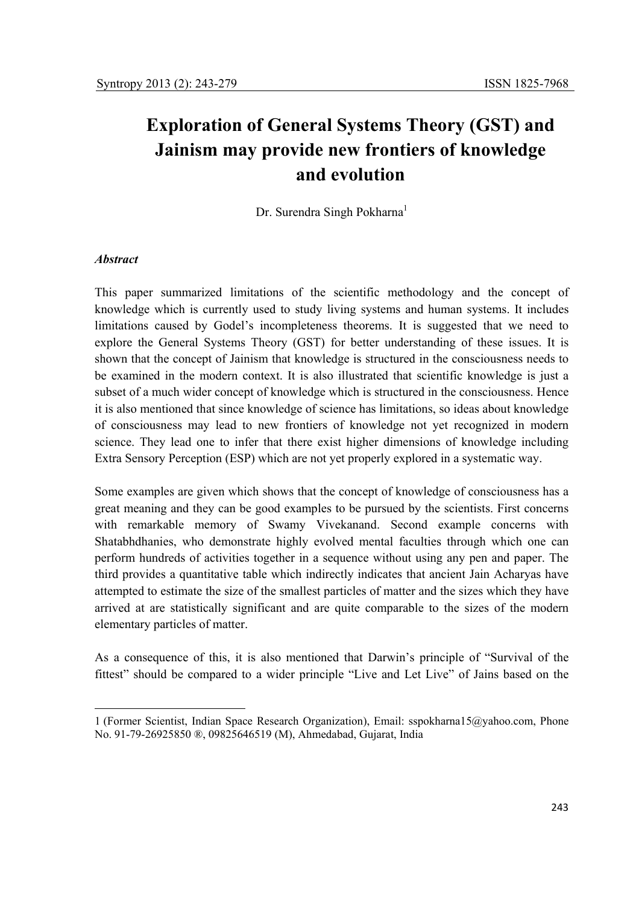# Exploration of General Systems Theory (GST) and Jainism may provide new frontiers of knowledge and evolution

Dr. Surendra Singh Pokharna[1]

### *Abstract*

This paper summarized limitations of the scientific methodology and the concept of knowledge which is currently used to study living systems and human systems. It includes limitations caused by Godel's incompleteness theorems. It is suggested that we need to explore the General Systems Theory (GST) for better understanding of these issues. It is shown that the concept of Jainism that knowledge is structured in the consciousness needs to be examined in the modern context. It is also illustrated that scientific knowledge is just a subset of a much wider concept of knowledge which is structured in the consciousness. Hence it is also mentioned that since knowledge of science has limitations, so ideas about knowledge of consciousness may lead to new frontiers of knowledge not yet recognized in modern science. They lead one to infer that there exist higher dimensions of knowledge including Extra Sensory Perception (ESP) which are not yet properly explored in a systematic way.

Some examples are given which shows that the concept of knowledge of consciousness has a great meaning and they can be good examples to be pursued by the scientists. First concerns with remarkable memory of Swamy Vivekanand. Second example concerns with Shatabhdhanies, who demonstrate highly evolved mental faculties through which one can perform hundreds of activities together in a sequence without using any pen and paper. The third provides a quantitative table which indirectly indicates that ancient Jain Acharyas have attempted to estimate the size of the smallest particles of matter and the sizes which they have arrived at are statistically significant and are quite comparable to the sizes of the modern elementary particles of matter.

As a consequence of this, it is also mentioned that Darwin's principle of "Survival of the fittest" should be compared to a wider principle "Live and Let Live" of Jains based on the

---

[1] (Former Scientist, Indian Space Research Organization), Email: sspokharna15@yahoo.com, Phone No. 91-79-26925850 ®, 09825646519 (M), Ahmedabad, Gujarat, India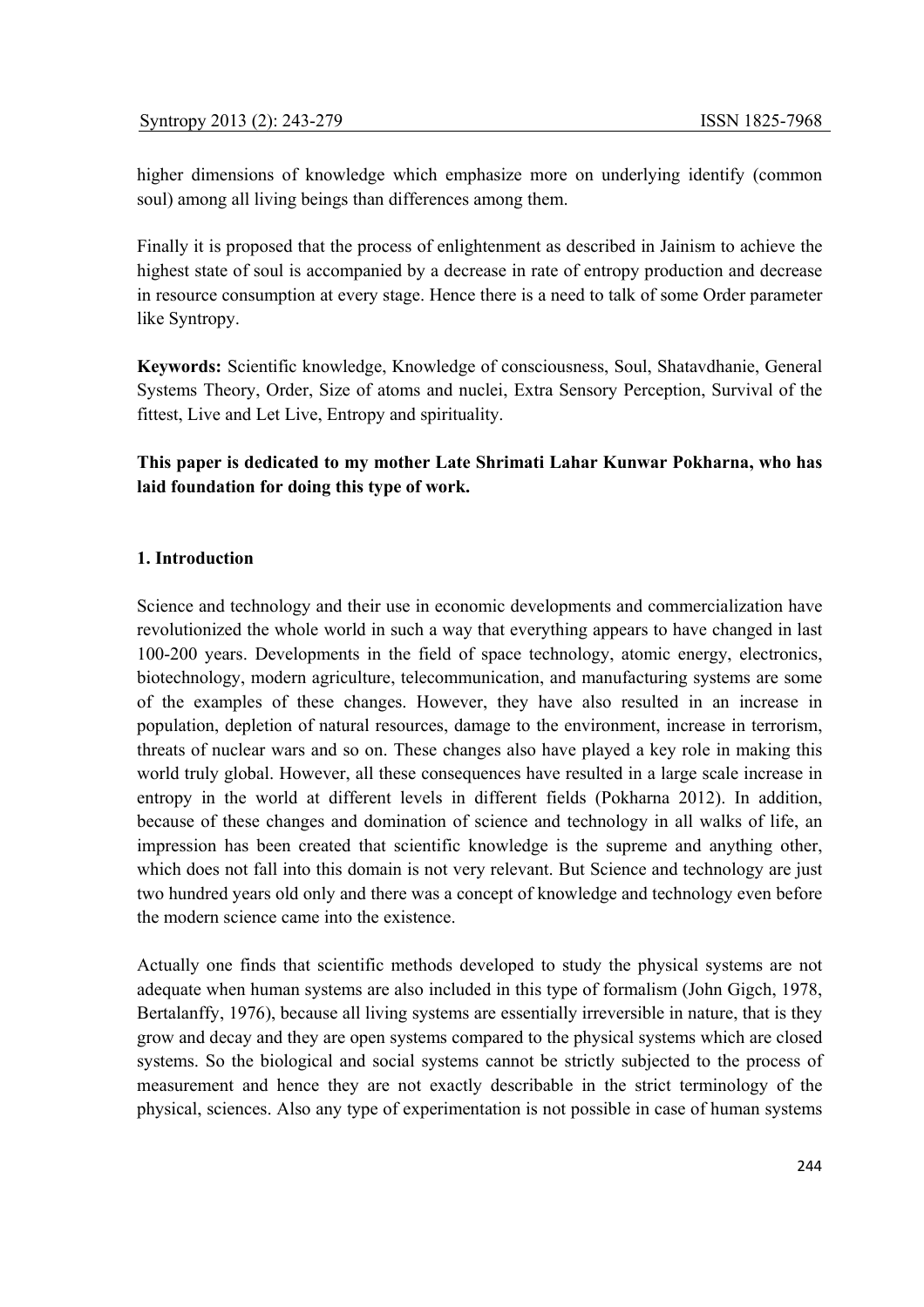higher dimensions of knowledge which emphasize more on underlying identify (common soul) among all living beings than differences among them.

Finally it is proposed that the process of enlightenment as described in Jainism to achieve the highest state of soul is accompanied by a decrease in rate of entropy production and decrease in resource consumption at every stage. Hence there is a need to talk of some Order parameter like Syntropy.

**Keywords:** Scientific knowledge, Knowledge of consciousness, Soul, Shatavdhanie, General Systems Theory, Order, Size of atoms and nuclei, Extra Sensory Perception, Survival of the fittest, Live and Let Live, Entropy and spirituality.

**This paper is dedicated to my mother Late Shrimati Lahar Kunwar Pokharna, who has laid foundation for doing this type of work.**

## 1. Introduction

Science and technology and their use in economic developments and commercialization have revolutionized the whole world in such a way that everything appears to have changed in last 100-200 years. Developments in the field of space technology, atomic energy, electronics, biotechnology, modern agriculture, telecommunication, and manufacturing systems are some of the examples of these changes. However, they have also resulted in an increase in population, depletion of natural resources, damage to the environment, increase in terrorism, threats of nuclear wars and so on. These changes also have played a key role in making this world truly global. However, all these consequences have resulted in a large scale increase in entropy in the world at different levels in different fields (Pokharna 2012). In addition, because of these changes and domination of science and technology in all walks of life, an impression has been created that scientific knowledge is the supreme and anything other, which does not fall into this domain is not very relevant. But Science and technology are just two hundred years old only and there was a concept of knowledge and technology even before the modern science came into the existence.

Actually one finds that scientific methods developed to study the physical systems are not adequate when human systems are also included in this type of formalism (John Gigch, 1978, Bertalanffy, 1976), because all living systems are essentially irreversible in nature, that is they grow and decay and they are open systems compared to the physical systems which are closed systems. So the biological and social systems cannot be strictly subjected to the process of measurement and hence they are not exactly describable in the strict terminology of the physical, sciences. Also any type of experimentation is not possible in case of human systems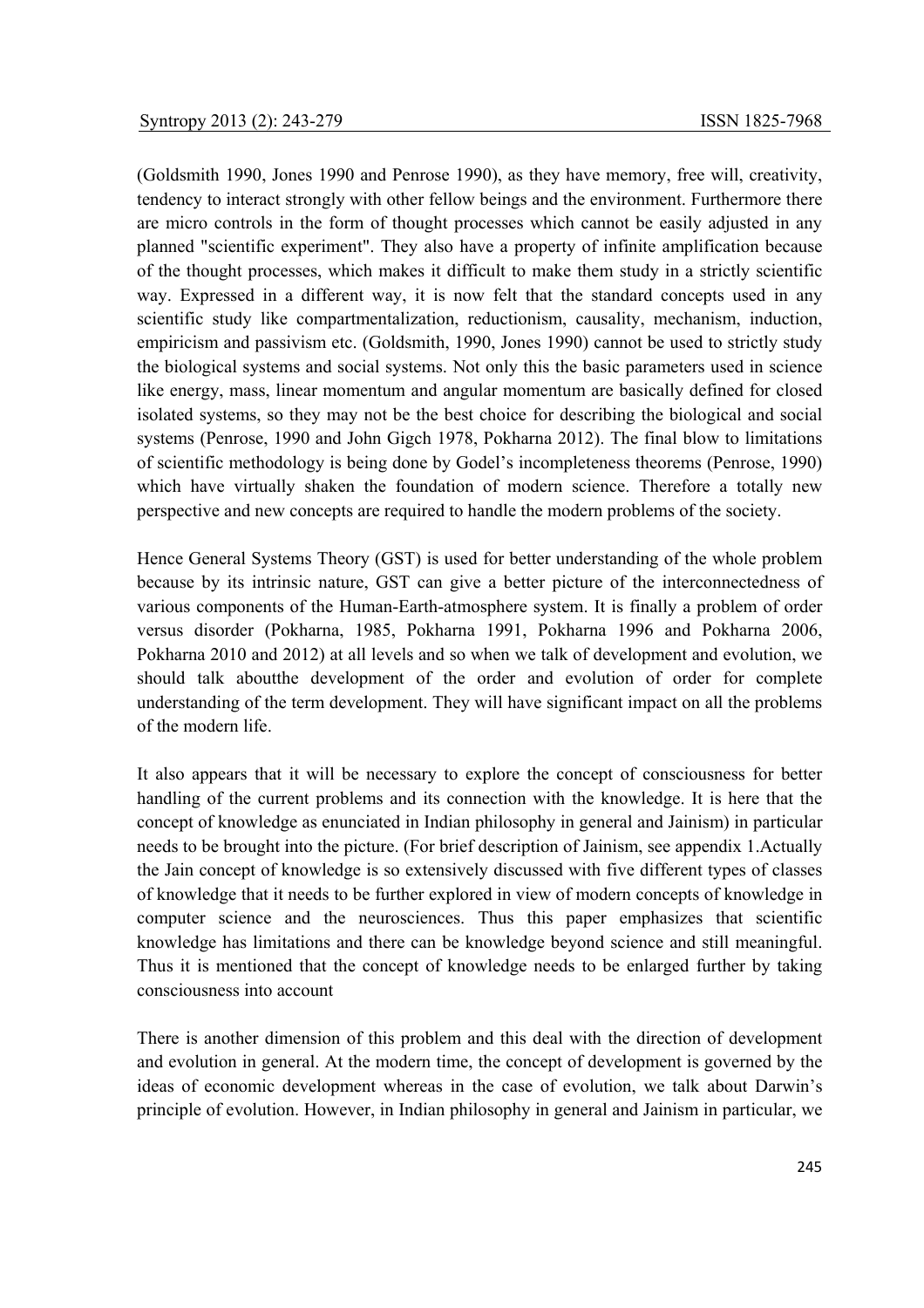(Goldsmith 1990, Jones 1990 and Penrose 1990), as they have memory, free will, creativity, tendency to interact strongly with other fellow beings and the environment. Furthermore there are micro controls in the form of thought processes which cannot be easily adjusted in any planned "scientific experiment". They also have a property of infinite amplification because of the thought processes, which makes it difficult to make them study in a strictly scientific way. Expressed in a different way, it is now felt that the standard concepts used in any scientific study like compartmentalization, reductionism, causality, mechanism, induction, empiricism and passivism etc. (Goldsmith, 1990, Jones 1990) cannot be used to strictly study the biological systems and social systems. Not only this the basic parameters used in science like energy, mass, linear momentum and angular momentum are basically defined for closed isolated systems, so they may not be the best choice for describing the biological and social systems (Penrose, 1990 and John Gigch 1978, Pokharna 2012). The final blow to limitations of scientific methodology is being done by Godel's incompleteness theorems (Penrose, 1990) which have virtually shaken the foundation of modern science. Therefore a totally new perspective and new concepts are required to handle the modern problems of the society.

Hence General Systems Theory (GST) is used for better understanding of the whole problem because by its intrinsic nature, GST can give a better picture of the interconnectedness of various components of the Human-Earth-atmosphere system. It is finally a problem of order versus disorder (Pokharna, 1985, Pokharna 1991, Pokharna 1996 and Pokharna 2006, Pokharna 2010 and 2012) at all levels and so when we talk of development and evolution, we should talk aboutthe development of the order and evolution of order for complete understanding of the term development. They will have significant impact on all the problems of the modern life.

It also appears that it will be necessary to explore the concept of consciousness for better handling of the current problems and its connection with the knowledge. It is here that the concept of knowledge as enunciated in Indian philosophy in general and Jainism) in particular needs to be brought into the picture. (For brief description of Jainism, see appendix 1.Actually the Jain concept of knowledge is so extensively discussed with five different types of classes of knowledge that it needs to be further explored in view of modern concepts of knowledge in computer science and the neurosciences. Thus this paper emphasizes that scientific knowledge has limitations and there can be knowledge beyond science and still meaningful. Thus it is mentioned that the concept of knowledge needs to be enlarged further by taking consciousness into account

There is another dimension of this problem and this deal with the direction of development and evolution in general. At the modern time, the concept of development is governed by the ideas of economic development whereas in the case of evolution, we talk about Darwin's principle of evolution. However, in Indian philosophy in general and Jainism in particular, we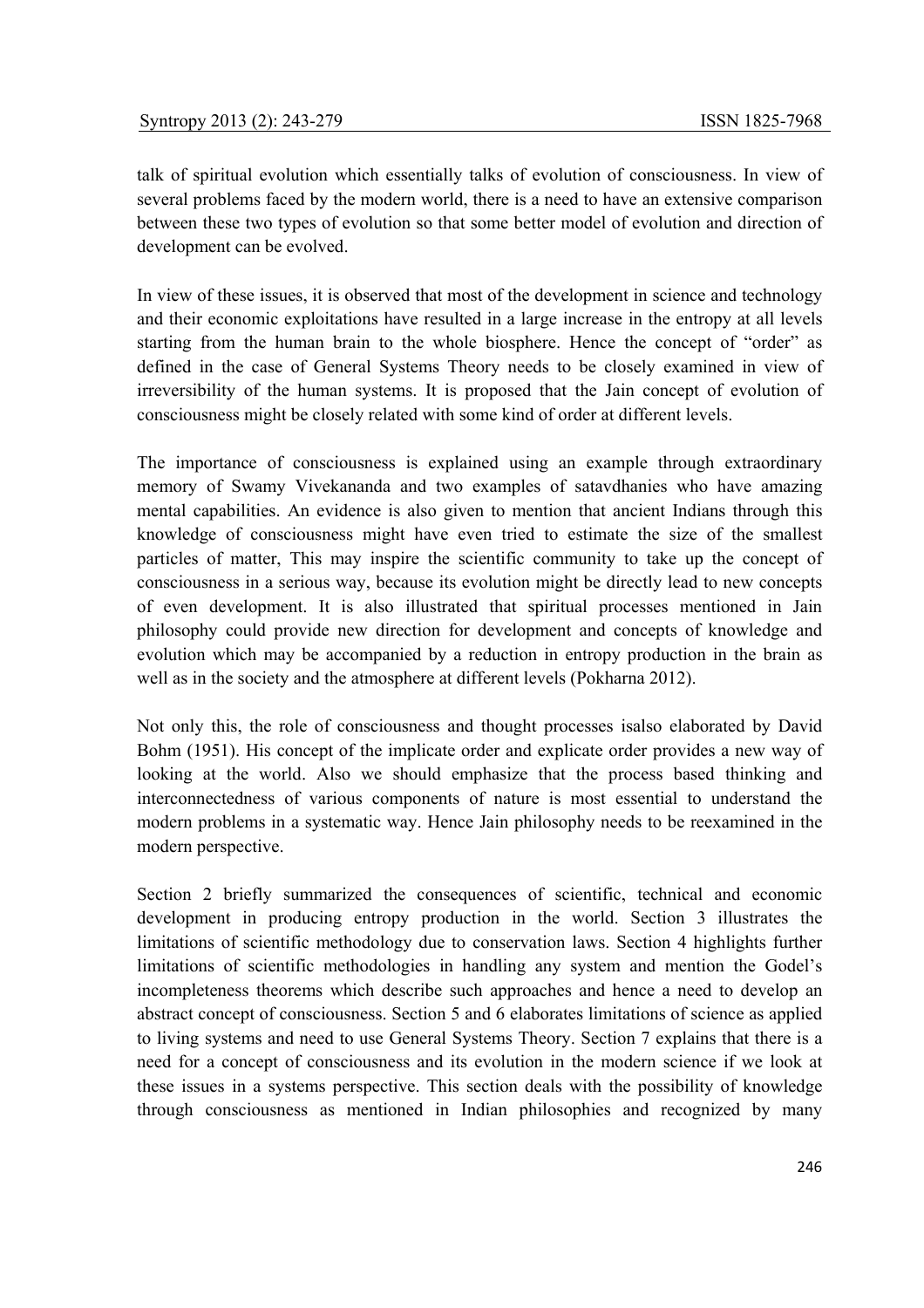talk of spiritual evolution which essentially talks of evolution of consciousness. In view of several problems faced by the modern world, there is a need to have an extensive comparison between these two types of evolution so that some better model of evolution and direction of development can be evolved.

In view of these issues, it is observed that most of the development in science and technology and their economic exploitations have resulted in a large increase in the entropy at all levels starting from the human brain to the whole biosphere. Hence the concept of "order" as defined in the case of General Systems Theory needs to be closely examined in view of irreversibility of the human systems. It is proposed that the Jain concept of evolution of consciousness might be closely related with some kind of order at different levels.

The importance of consciousness is explained using an example through extraordinary memory of Swamy Vivekananda and two examples of satavdhanies who have amazing mental capabilities. An evidence is also given to mention that ancient Indians through this knowledge of consciousness might have even tried to estimate the size of the smallest particles of matter, This may inspire the scientific community to take up the concept of consciousness in a serious way, because its evolution might be directly lead to new concepts of even development. It is also illustrated that spiritual processes mentioned in Jain philosophy could provide new direction for development and concepts of knowledge and evolution which may be accompanied by a reduction in entropy production in the brain as well as in the society and the atmosphere at different levels (Pokharna 2012).

Not only this, the role of consciousness and thought processes isalso elaborated by David Bohm (1951). His concept of the implicate order and explicate order provides a new way of looking at the world. Also we should emphasize that the process based thinking and interconnectedness of various components of nature is most essential to understand the modern problems in a systematic way. Hence Jain philosophy needs to be reexamined in the modern perspective.

Section 2 briefly summarized the consequences of scientific, technical and economic development in producing entropy production in the world. Section 3 illustrates the limitations of scientific methodology due to conservation laws. Section 4 highlights further limitations of scientific methodologies in handling any system and mention the Godel's incompleteness theorems which describe such approaches and hence a need to develop an abstract concept of consciousness. Section 5 and 6 elaborates limitations of science as applied to living systems and need to use General Systems Theory. Section 7 explains that there is a need for a concept of consciousness and its evolution in the modern science if we look at these issues in a systems perspective. This section deals with the possibility of knowledge through consciousness as mentioned in Indian philosophies and recognized by many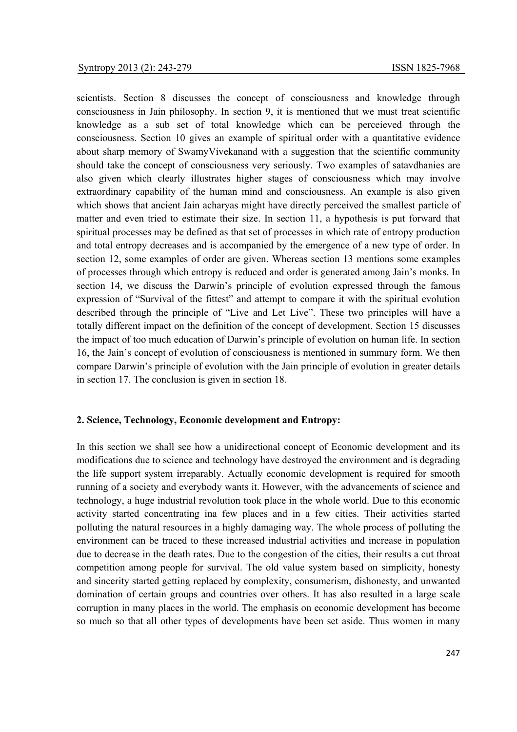scientists. Section 8 discusses the concept of consciousness and knowledge through consciousness in Jain philosophy. In section 9, it is mentioned that we must treat scientific knowledge as a sub set of total knowledge which can be perceieved through the consciousness. Section 10 gives an example of spiritual order with a quantitative evidence about sharp memory of SwamyVivekanand with a suggestion that the scientific community should take the concept of consciousness very seriously. Two examples of satavdhanies are also given which clearly illustrates higher stages of consciousness which may involve extraordinary capability of the human mind and consciousness. An example is also given which shows that ancient Jain acharyas might have directly perceived the smallest particle of matter and even tried to estimate their size. In section 11, a hypothesis is put forward that spiritual processes may be defined as that set of processes in which rate of entropy production and total entropy decreases and is accompanied by the emergence of a new type of order. In section 12, some examples of order are given. Whereas section 13 mentions some examples of processes through which entropy is reduced and order is generated among Jain's monks. In section 14, we discuss the Darwin's principle of evolution expressed through the famous expression of "Survival of the fittest" and attempt to compare it with the spiritual evolution described through the principle of "Live and Let Live". These two principles will have a totally different impact on the definition of the concept of development. Section 15 discusses the impact of too much education of Darwin's principle of evolution on human life. In section 16, the Jain's concept of evolution of consciousness is mentioned in summary form. We then compare Darwin's principle of evolution with the Jain principle of evolution in greater details in section 17. The conclusion is given in section 18.

## 2. Science, Technology, Economic development and Entropy:

In this section we shall see how a unidirectional concept of Economic development and its modifications due to science and technology have destroyed the environment and is degrading the life support system irreparably. Actually economic development is required for smooth running of a society and everybody wants it. However, with the advancements of science and technology, a huge industrial revolution took place in the whole world. Due to this economic activity started concentrating ina few places and in a few cities. Their activities started polluting the natural resources in a highly damaging way. The whole process of polluting the environment can be traced to these increased industrial activities and increase in population due to decrease in the death rates. Due to the congestion of the cities, their results a cut throat competition among people for survival. The old value system based on simplicity, honesty and sincerity started getting replaced by complexity, consumerism, dishonesty, and unwanted domination of certain groups and countries over others. It has also resulted in a large scale corruption in many places in the world. The emphasis on economic development has become so much so that all other types of developments have been set aside. Thus women in many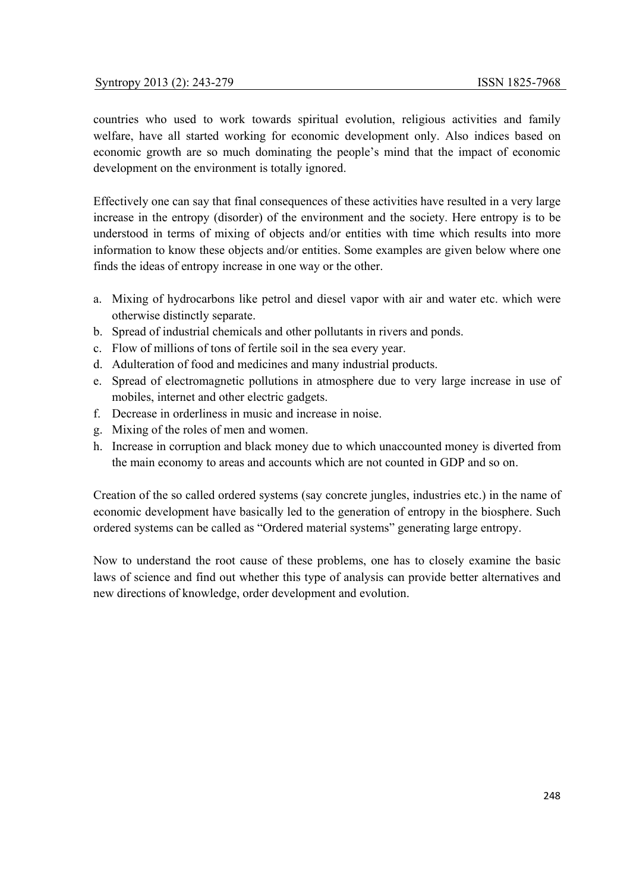countries who used to work towards spiritual evolution, religious activities and family welfare, have all started working for economic development only. Also indices based on economic growth are so much dominating the people's mind that the impact of economic development on the environment is totally ignored.

Effectively one can say that final consequences of these activities have resulted in a very large increase in the entropy (disorder) of the environment and the society. Here entropy is to be understood in terms of mixing of objects and/or entities with time which results into more information to know these objects and/or entities. Some examples are given below where one finds the ideas of entropy increase in one way or the other.

a. Mixing of hydrocarbons like petrol and diesel vapor with air and water etc. which were otherwise distinctly separate.
b. Spread of industrial chemicals and other pollutants in rivers and ponds.
c. Flow of millions of tons of fertile soil in the sea every year.
d. Adulteration of food and medicines and many industrial products.
e. Spread of electromagnetic pollutions in atmosphere due to very large increase in use of mobiles, internet and other electric gadgets.
f. Decrease in orderliness in music and increase in noise.
g. Mixing of the roles of men and women.
h. Increase in corruption and black money due to which unaccounted money is diverted from the main economy to areas and accounts which are not counted in GDP and so on.

Creation of the so called ordered systems (say concrete jungles, industries etc.) in the name of economic development have basically led to the generation of entropy in the biosphere. Such ordered systems can be called as "Ordered material systems" generating large entropy.

Now to understand the root cause of these problems, one has to closely examine the basic laws of science and find out whether this type of analysis can provide better alternatives and new directions of knowledge, order development and evolution.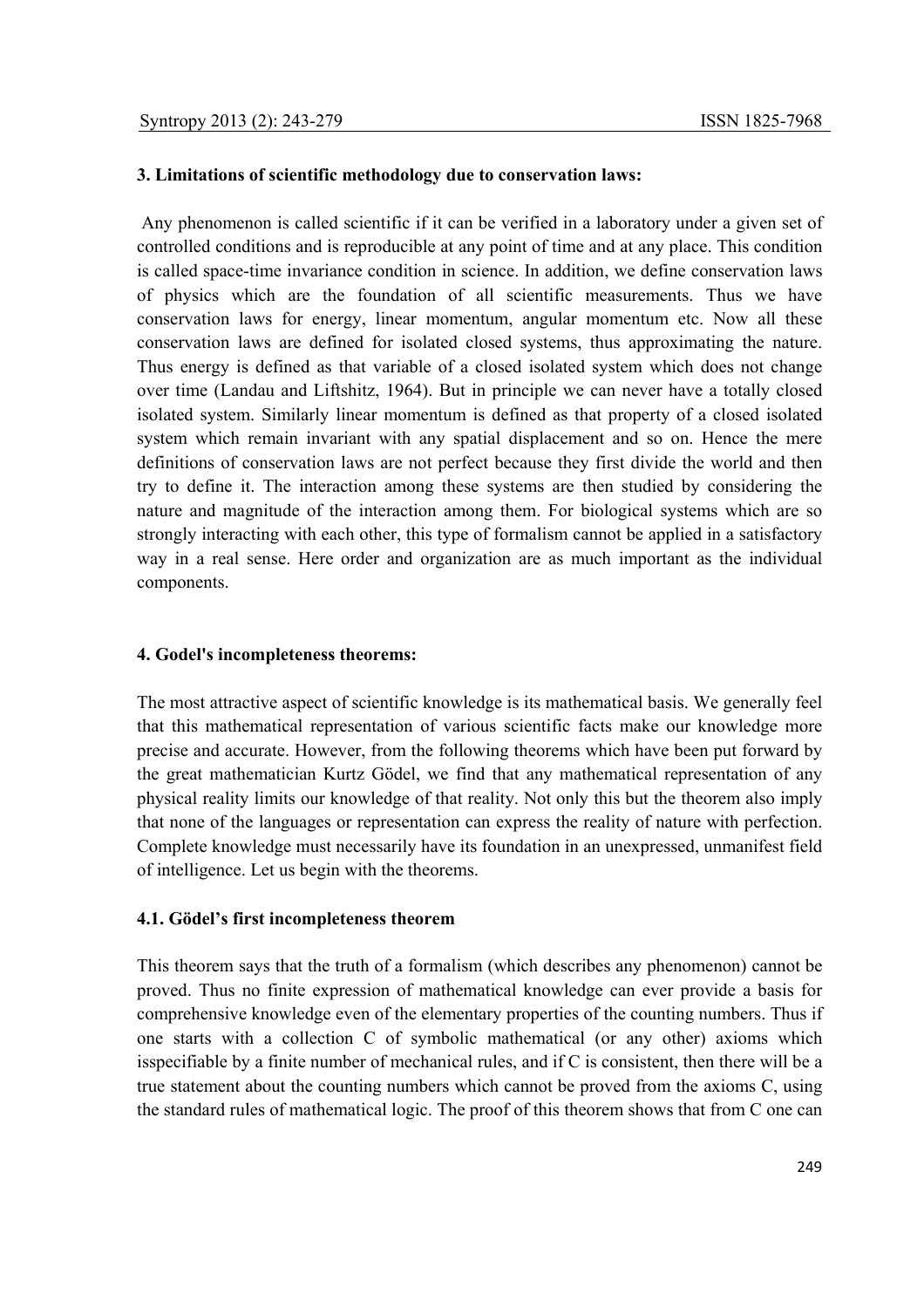**3. Limitations of scientific methodology due to conservation laws:**

Any phenomenon is called scientific if it can be verified in a laboratory under a given set of controlled conditions and is reproducible at any point of time and at any place. This condition is called space-time invariance condition in science. In addition, we define conservation laws of physics which are the foundation of all scientific measurements. Thus we have conservation laws for energy, linear momentum, angular momentum etc. Now all these conservation laws are defined for isolated closed systems, thus approximating the nature. Thus energy is defined as that variable of a closed isolated system which does not change over time (Landau and Liftshitz, 1964). But in principle we can never have a totally closed isolated system. Similarly linear momentum is defined as that property of a closed isolated system which remain invariant with any spatial displacement and so on. Hence the mere definitions of conservation laws are not perfect because they first divide the world and then try to define it. The interaction among these systems are then studied by considering the nature and magnitude of the interaction among them. For biological systems which are so strongly interacting with each other, this type of formalism cannot be applied in a satisfactory way in a real sense. Here order and organization are as much important as the individual components.

**4. Godel's incompleteness theorems:**

The most attractive aspect of scientific knowledge is its mathematical basis. We generally feel that this mathematical representation of various scientific facts make our knowledge more precise and accurate. However, from the following theorems which have been put forward by the great mathematician Kurtz Gödel, we find that any mathematical representation of any physical reality limits our knowledge of that reality. Not only this but the theorem also imply that none of the languages or representation can express the reality of nature with perfection. Complete knowledge must necessarily have its foundation in an unexpressed, unmanifest field of intelligence. Let us begin with the theorems.

**4.1. Gödel's first incompleteness theorem**

This theorem says that the truth of a formalism (which describes any phenomenon) cannot be proved. Thus no finite expression of mathematical knowledge can ever provide a basis for comprehensive knowledge even of the elementary properties of the counting numbers. Thus if one starts with a collection C of symbolic mathematical (or any other) axioms which isspecifiable by a finite number of mechanical rules, and if C is consistent, then there will be a true statement about the counting numbers which cannot be proved from the axioms C, using the standard rules of mathematical logic. The proof of this theorem shows that from C one can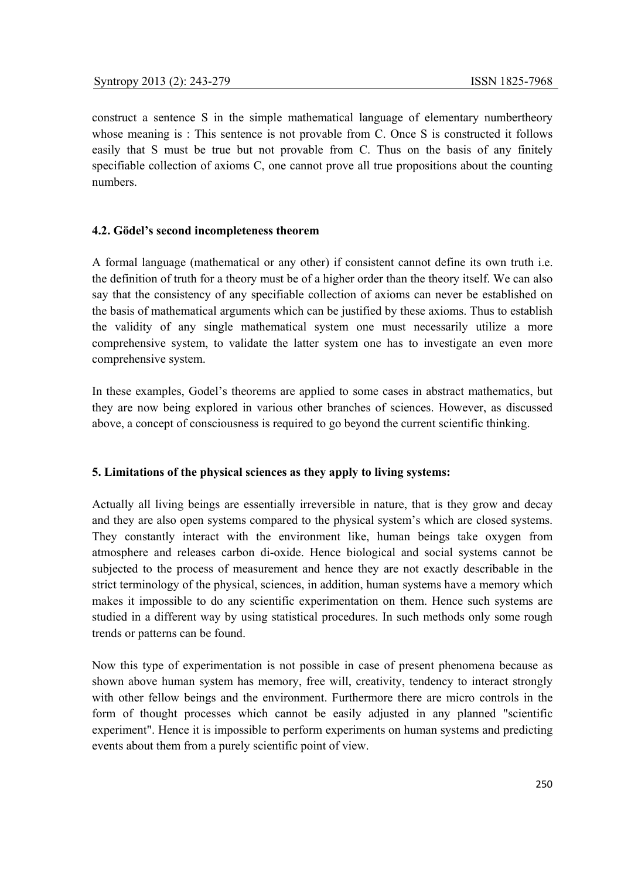construct a sentence S in the simple mathematical language of elementary numbertheory whose meaning is : This sentence is not provable from C. Once S is constructed it follows easily that S must be true but not provable from C. Thus on the basis of any finitely specifiable collection of axioms C, one cannot prove all true propositions about the counting numbers.

### 4.2. Gödel's second incompleteness theorem

A formal language (mathematical or any other) if consistent cannot define its own truth i.e. the definition of truth for a theory must be of a higher order than the theory itself. We can also say that the consistency of any specifiable collection of axioms can never be established on the basis of mathematical arguments which can be justified by these axioms. Thus to establish the validity of any single mathematical system one must necessarily utilize a more comprehensive system, to validate the latter system one has to investigate an even more comprehensive system.

In these examples, Godel's theorems are applied to some cases in abstract mathematics, but they are now being explored in various other branches of sciences. However, as discussed above, a concept of consciousness is required to go beyond the current scientific thinking.

## 5. Limitations of the physical sciences as they apply to living systems:

Actually all living beings are essentially irreversible in nature, that is they grow and decay and they are also open systems compared to the physical system's which are closed systems. They constantly interact with the environment like, human beings take oxygen from atmosphere and releases carbon di-oxide. Hence biological and social systems cannot be subjected to the process of measurement and hence they are not exactly describable in the strict terminology of the physical, sciences, in addition, human systems have a memory which makes it impossible to do any scientific experimentation on them. Hence such systems are studied in a different way by using statistical procedures. In such methods only some rough trends or patterns can be found.

Now this type of experimentation is not possible in case of present phenomena because as shown above human system has memory, free will, creativity, tendency to interact strongly with other fellow beings and the environment. Furthermore there are micro controls in the form of thought processes which cannot be easily adjusted in any planned "scientific experiment". Hence it is impossible to perform experiments on human systems and predicting events about them from a purely scientific point of view.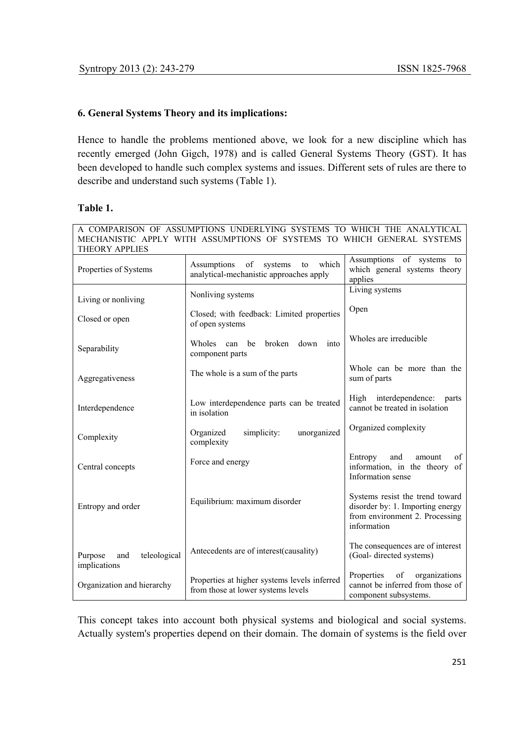## 6. General Systems Theory and its implications:

Hence to handle the problems mentioned above, we look for a new discipline which has recently emerged (John Gigch, 1978) and is called General Systems Theory (GST). It has been developed to handle such complex systems and issues. Different sets of rules are there to describe and understand such systems (Table 1).

**Table 1.**

| A COMPARISON OF ASSUMPTIONS UNDERLYING SYSTEMS TO WHICH THE ANALYTICAL MECHANISTIC APPLY WITH ASSUMPTIONS OF SYSTEMS TO WHICH GENERAL SYSTEMS THEORY APPLIES | | |
|---|---|---|
| Properties of Systems | Assumptions of systems to which analytical-mechanistic approaches apply | Assumptions of systems to which general systems theory applies |
| Living or nonliving | Nonliving systems | Living systems |
| Closed or open | Closed; with feedback: Limited properties of open systems | Open |
| Separability | Wholes can be broken down into component parts | Wholes are irreducible |
| Aggregativeness | The whole is a sum of the parts | Whole can be more than the sum of parts |
| Interdependence | Low interdependence parts can be treated in isolation | High interdependence: parts cannot be treated in isolation |
| Complexity | Organized simplicity: unorganized complexity | Organized complexity |
| Central concepts | Force and energy | Entropy and amount of information, in the theory of Information sense |
| Entropy and order | Equilibrium: maximum disorder | Systems resist the trend toward disorder by: 1. Importing energy from environment 2. Processing information |
| Purpose and teleological implications | Antecedents are of interest(causality) | The consequences are of interest (Goal- directed systems) |
| Organization and hierarchy | Properties at higher systems levels inferred from those at lower systems levels | Properties of organizations cannot be inferred from those of component subsystems. |

This concept takes into account both physical systems and biological and social systems. Actually system's properties depend on their domain. The domain of systems is the field over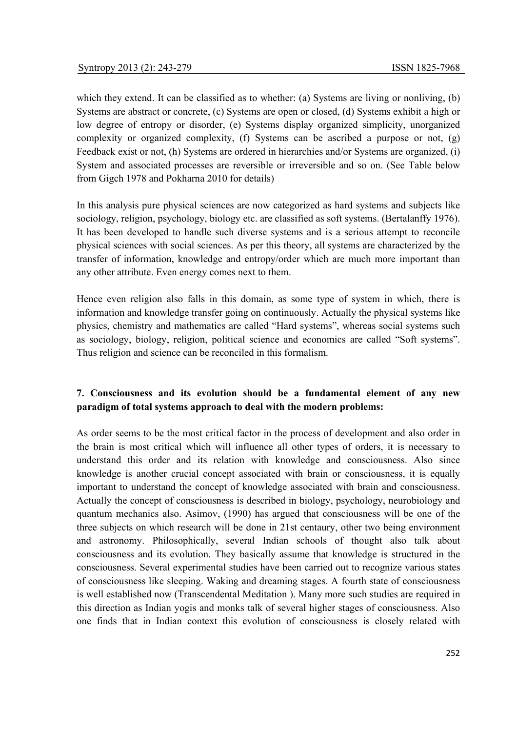which they extend. It can be classified as to whether: (a) Systems are living or nonliving, (b) Systems are abstract or concrete, (c) Systems are open or closed, (d) Systems exhibit a high or low degree of entropy or disorder, (e) Systems display organized simplicity, unorganized complexity or organized complexity, (f) Systems can be ascribed a purpose or not, (g) Feedback exist or not, (h) Systems are ordered in hierarchies and/or Systems are organized, (i) System and associated processes are reversible or irreversible and so on. (See Table below from Gigch 1978 and Pokharna 2010 for details)

In this analysis pure physical sciences are now categorized as hard systems and subjects like sociology, religion, psychology, biology etc. are classified as soft systems. (Bertalanffy 1976). It has been developed to handle such diverse systems and is a serious attempt to reconcile physical sciences with social sciences. As per this theory, all systems are characterized by the transfer of information, knowledge and entropy/order which are much more important than any other attribute. Even energy comes next to them.

Hence even religion also falls in this domain, as some type of system in which, there is information and knowledge transfer going on continuously. Actually the physical systems like physics, chemistry and mathematics are called "Hard systems", whereas social systems such as sociology, biology, religion, political science and economics are called "Soft systems". Thus religion and science can be reconciled in this formalism.

## 7. Consciousness and its evolution should be a fundamental element of any new paradigm of total systems approach to deal with the modern problems:

As order seems to be the most critical factor in the process of development and also order in the brain is most critical which will influence all other types of orders, it is necessary to understand this order and its relation with knowledge and consciousness. Also since knowledge is another crucial concept associated with brain or consciousness, it is equally important to understand the concept of knowledge associated with brain and consciousness. Actually the concept of consciousness is described in biology, psychology, neurobiology and quantum mechanics also. Asimov, (1990) has argued that consciousness will be one of the three subjects on which research will be done in 21st centaury, other two being environment and astronomy. Philosophically, several Indian schools of thought also talk about consciousness and its evolution. They basically assume that knowledge is structured in the consciousness. Several experimental studies have been carried out to recognize various states of consciousness like sleeping. Waking and dreaming stages. A fourth state of consciousness is well established now (Transcendental Meditation ). Many more such studies are required in this direction as Indian yogis and monks talk of several higher stages of consciousness. Also one finds that in Indian context this evolution of consciousness is closely related with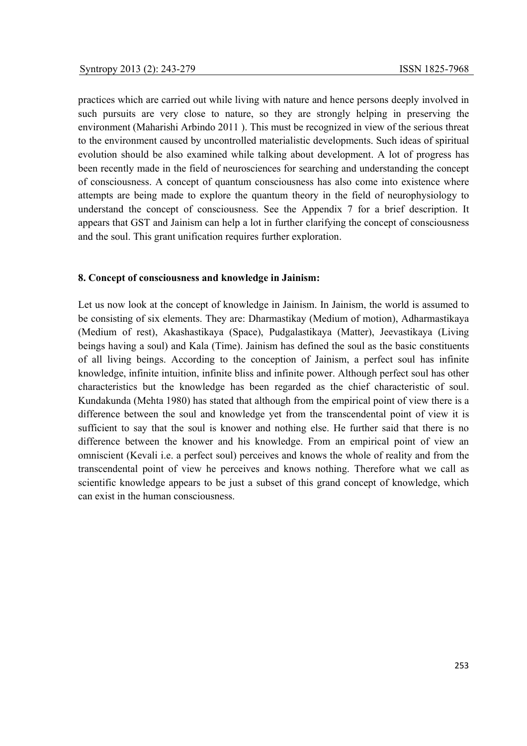practices which are carried out while living with nature and hence persons deeply involved in such pursuits are very close to nature, so they are strongly helping in preserving the environment (Maharishi Arbindo 2011 ). This must be recognized in view of the serious threat to the environment caused by uncontrolled materialistic developments. Such ideas of spiritual evolution should be also examined while talking about development. A lot of progress has been recently made in the field of neurosciences for searching and understanding the concept of consciousness. A concept of quantum consciousness has also come into existence where attempts are being made to explore the quantum theory in the field of neurophysiology to understand the concept of consciousness. See the Appendix 7 for a brief description. It appears that GST and Jainism can help a lot in further clarifying the concept of consciousness and the soul. This grant unification requires further exploration.

## 8. Concept of consciousness and knowledge in Jainism:

Let us now look at the concept of knowledge in Jainism. In Jainism, the world is assumed to be consisting of six elements. They are: Dharmastikay (Medium of motion), Adharmastikaya (Medium of rest), Akashastikaya (Space), Pudgalastikaya (Matter), Jeevastikaya (Living beings having a soul) and Kala (Time). Jainism has defined the soul as the basic constituents of all living beings. According to the conception of Jainism, a perfect soul has infinite knowledge, infinite intuition, infinite bliss and infinite power. Although perfect soul has other characteristics but the knowledge has been regarded as the chief characteristic of soul. Kundakunda (Mehta 1980) has stated that although from the empirical point of view there is a difference between the soul and knowledge yet from the transcendental point of view it is sufficient to say that the soul is knower and nothing else. He further said that there is no difference between the knower and his knowledge. From an empirical point of view an omniscient (Kevali i.e. a perfect soul) perceives and knows the whole of reality and from the transcendental point of view he perceives and knows nothing. Therefore what we call as scientific knowledge appears to be just a subset of this grand concept of knowledge, which can exist in the human consciousness.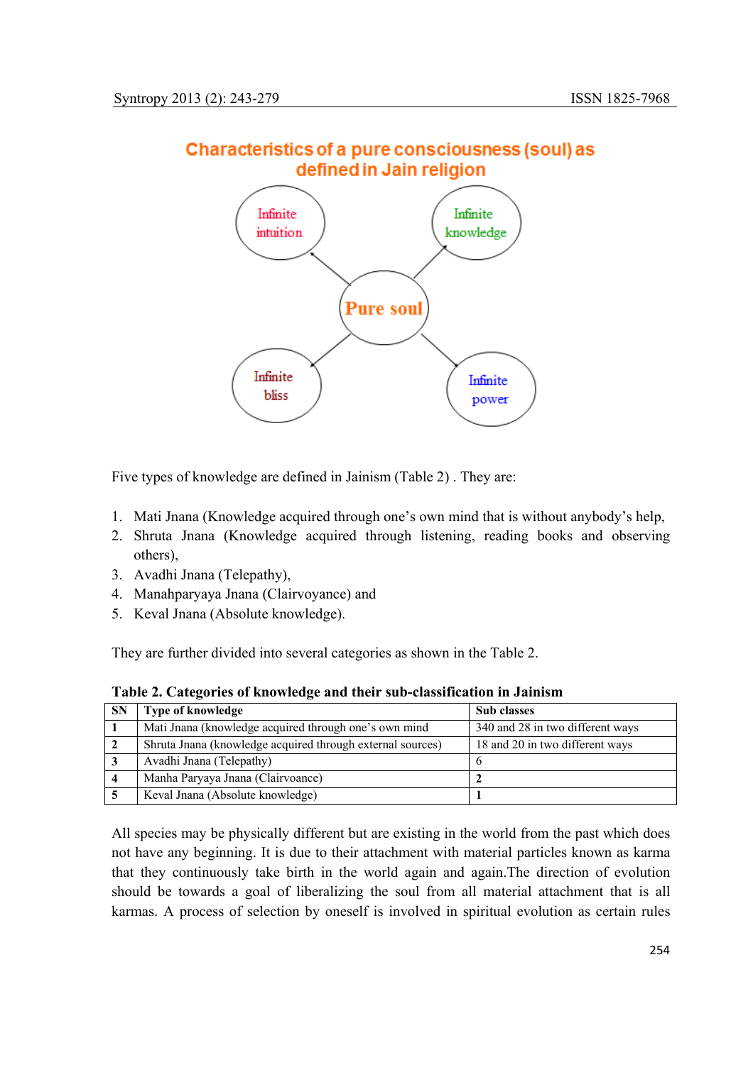Characteristics of a pure consciousness (soul) as defined in Jain religion

Pure soul

Infinite intuition

Infinite knowledge

Infinite bliss

Infinite power

Five types of knowledge are defined in Jainism (Table 2) . They are:

1. Mati Jnana (Knowledge acquired through one's own mind that is without anybody's help,
2. Shruta Jnana (Knowledge acquired through listening, reading books and observing others),
3. Avadhi Jnana (Telepathy),
4. Manahparyaya Jnana (Clairvoyance) and
5. Keval Jnana (Absolute knowledge).

They are further divided into several categories as shown in the Table 2.

**Table 2. Categories of knowledge and their sub-classification in Jainism**

| SN | Type of knowledge | Sub classes |
|---|---|---|
| 1 | Mati Jnana (knowledge acquired through one's own mind | 340 and 28 in two different ways |
| 2 | Shruta Jnana (knowledge acquired through external sources) | 18 and 20 in two different ways |
| 3 | Avadhi Jnana (Telepathy) | 6 |
| 4 | Manha Paryaya Jnana (Clairvoance) | 2 |
| 5 | Keval Jnana (Absolute knowledge) | 1 |

All species may be physically different but are existing in the world from the past which does not have any beginning. It is due to their attachment with material particles known as karma that they continuously take birth in the world again and again.The direction of evolution should be towards a goal of liberalizing the soul from all material attachment that is all karmas. A process of selection by oneself is involved in spiritual evolution as certain rules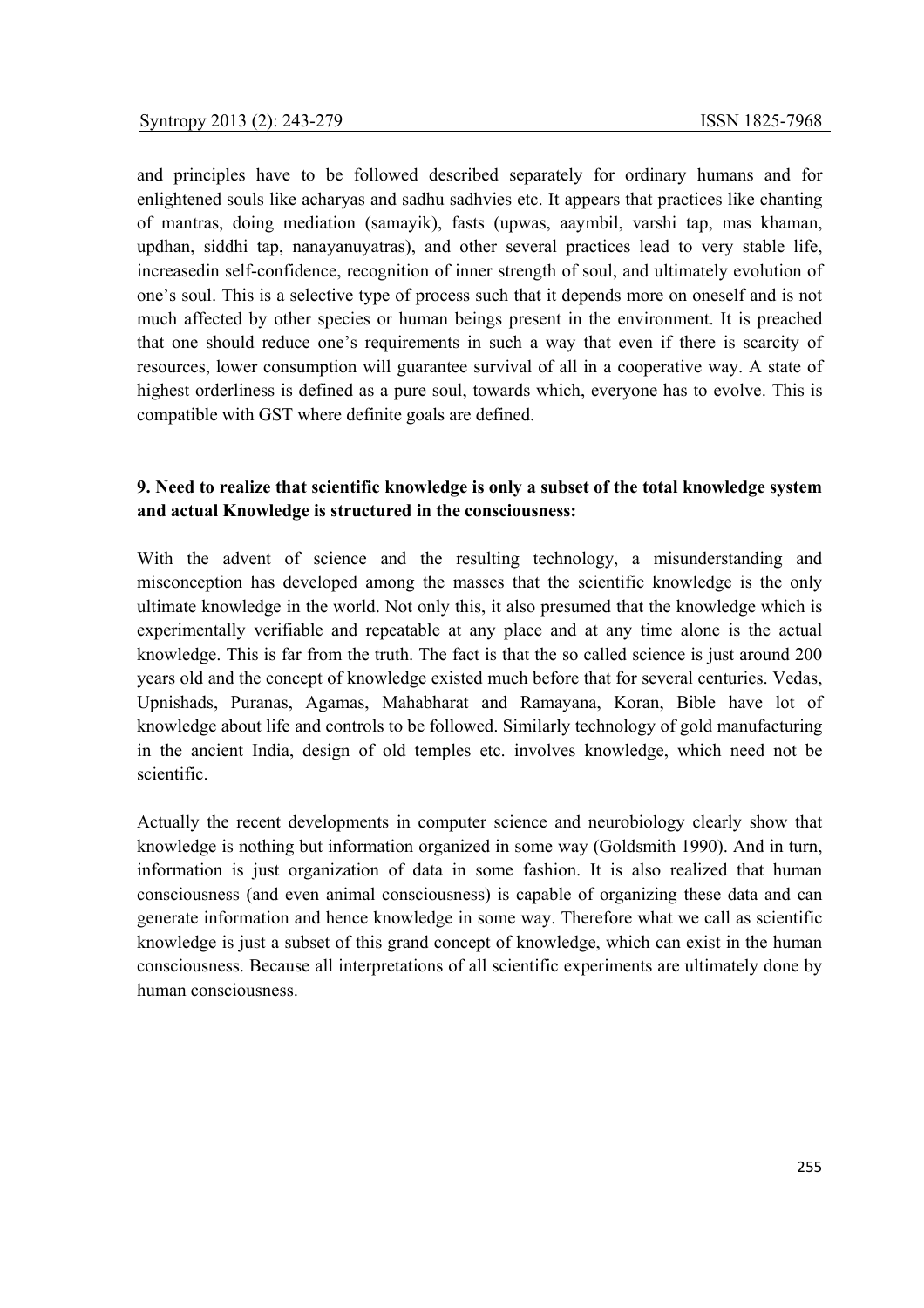and principles have to be followed described separately for ordinary humans and for enlightened souls like acharyas and sadhu sadhvies etc. It appears that practices like chanting of mantras, doing mediation (samayik), fasts (upwas, aaymbil, varshi tap, mas khaman, updhan, siddhi tap, nanayanuyatras), and other several practices lead to very stable life, increasedin self-confidence, recognition of inner strength of soul, and ultimately evolution of one's soul. This is a selective type of process such that it depends more on oneself and is not much affected by other species or human beings present in the environment. It is preached that one should reduce one's requirements in such a way that even if there is scarcity of resources, lower consumption will guarantee survival of all in a cooperative way. A state of highest orderliness is defined as a pure soul, towards which, everyone has to evolve. This is compatible with GST where definite goals are defined.

## 9. Need to realize that scientific knowledge is only a subset of the total knowledge system and actual Knowledge is structured in the consciousness:

With the advent of science and the resulting technology, a misunderstanding and misconception has developed among the masses that the scientific knowledge is the only ultimate knowledge in the world. Not only this, it also presumed that the knowledge which is experimentally verifiable and repeatable at any place and at any time alone is the actual knowledge. This is far from the truth. The fact is that the so called science is just around 200 years old and the concept of knowledge existed much before that for several centuries. Vedas, Upnishads, Puranas, Agamas, Mahabharat and Ramayana, Koran, Bible have lot of knowledge about life and controls to be followed. Similarly technology of gold manufacturing in the ancient India, design of old temples etc. involves knowledge, which need not be scientific.

Actually the recent developments in computer science and neurobiology clearly show that knowledge is nothing but information organized in some way (Goldsmith 1990). And in turn, information is just organization of data in some fashion. It is also realized that human consciousness (and even animal consciousness) is capable of organizing these data and can generate information and hence knowledge in some way. Therefore what we call as scientific knowledge is just a subset of this grand concept of knowledge, which can exist in the human consciousness. Because all interpretations of all scientific experiments are ultimately done by human consciousness.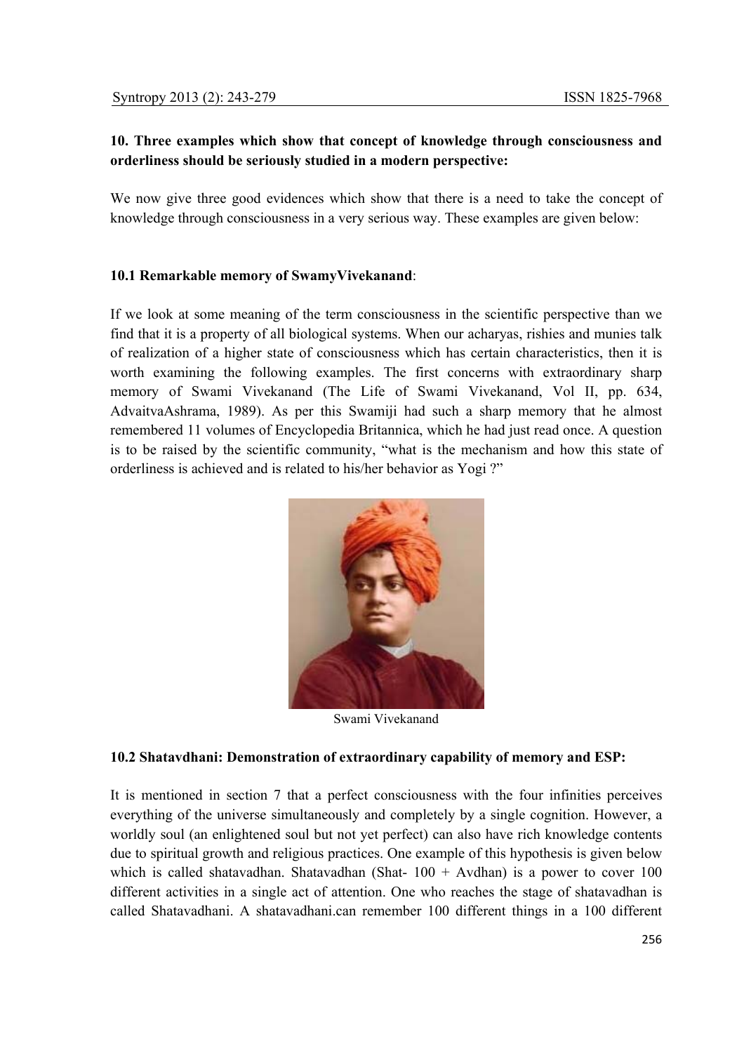## 10. Three examples which show that concept of knowledge through consciousness and orderliness should be seriously studied in a modern perspective:

We now give three good evidences which show that there is a need to take the concept of knowledge through consciousness in a very serious way. These examples are given below:

### 10.1 Remarkable memory of SwamyVivekanand:

If we look at some meaning of the term consciousness in the scientific perspective than we find that it is a property of all biological systems. When our acharyas, rishies and munies talk of realization of a higher state of consciousness which has certain characteristics, then it is worth examining the following examples. The first concerns with extraordinary sharp memory of Swami Vivekanand (The Life of Swami Vivekanand, Vol II, pp. 634, AdvaitvaAshrama, 1989). As per this Swamiji had such a sharp memory that he almost remembered 11 volumes of Encyclopedia Britannica, which he had just read once. A question is to be raised by the scientific community, "what is the mechanism and how this state of orderliness is achieved and is related to his/her behavior as Yogi ?"

Swami Vivekanand

### 10.2 Shatavdhani: Demonstration of extraordinary capability of memory and ESP:

It is mentioned in section 7 that a perfect consciousness with the four infinities perceives everything of the universe simultaneously and completely by a single cognition. However, a worldly soul (an enlightened soul but not yet perfect) can also have rich knowledge contents due to spiritual growth and religious practices. One example of this hypothesis is given below which is called shatavadhan. Shatavadhan (Shat- 100 + Avdhan) is a power to cover 100 different activities in a single act of attention. One who reaches the stage of shatavadhan is called Shatavadhani. A shatavadhani.can remember 100 different things in a 100 different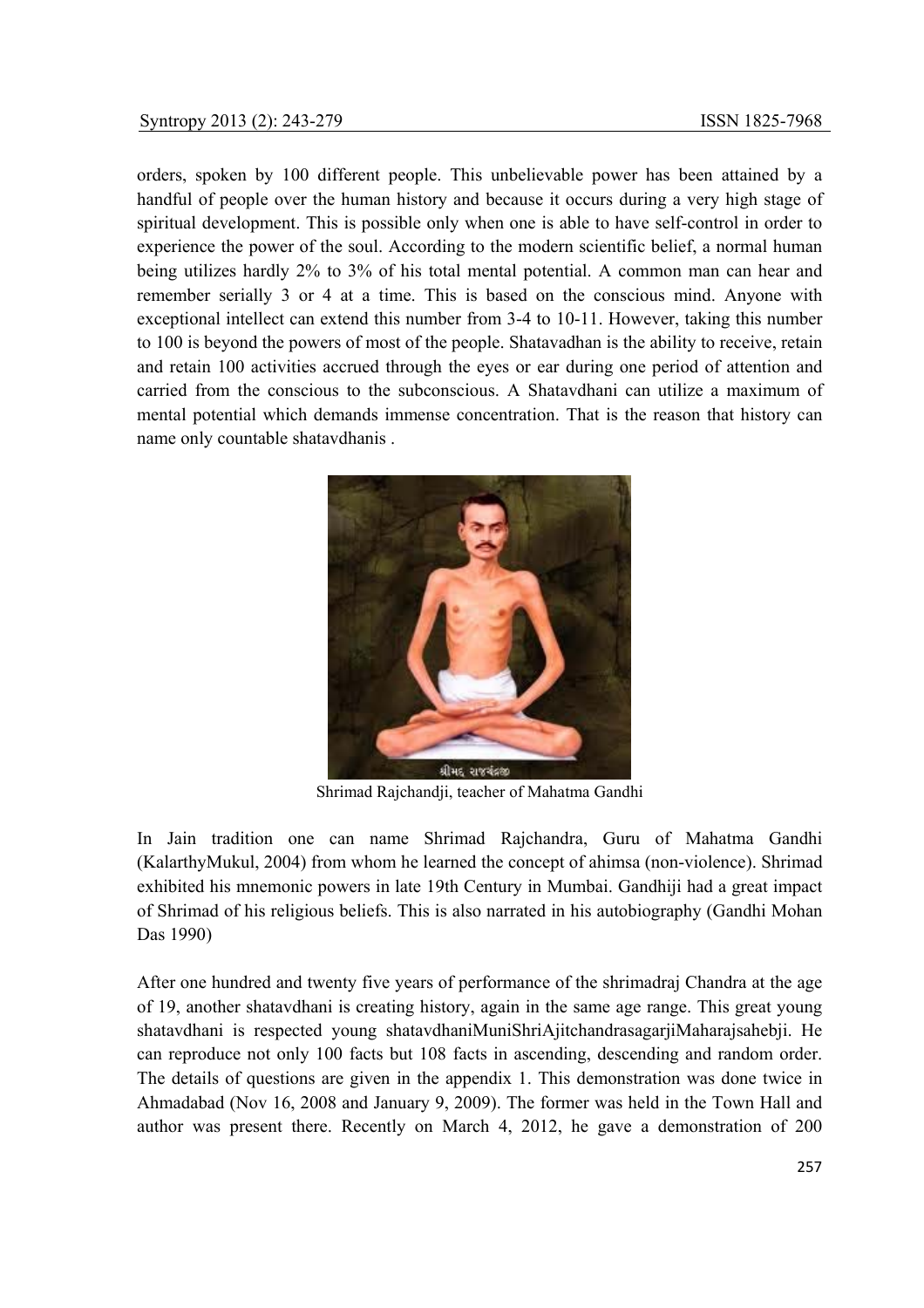orders, spoken by 100 different people. This unbelievable power has been attained by a handful of people over the human history and because it occurs during a very high stage of spiritual development. This is possible only when one is able to have self-control in order to experience the power of the soul. According to the modern scientific belief, a normal human being utilizes hardly 2% to 3% of his total mental potential. A common man can hear and remember serially 3 or 4 at a time. This is based on the conscious mind. Anyone with exceptional intellect can extend this number from 3-4 to 10-11. However, taking this number to 100 is beyond the powers of most of the people. Shatavadhan is the ability to receive, retain and retain 100 activities accrued through the eyes or ear during one period of attention and carried from the conscious to the subconscious. A Shatavdhani can utilize a maximum of mental potential which demands immense concentration. That is the reason that history can name only countable shatavdhanis .

Shrimad Rajchandji, teacher of Mahatma Gandhi

In Jain tradition one can name Shrimad Rajchandra, Guru of Mahatma Gandhi (KalarthyMukul, 2004) from whom he learned the concept of ahimsa (non-violence). Shrimad exhibited his mnemonic powers in late 19th Century in Mumbai. Gandhiji had a great impact of Shrimad of his religious beliefs. This is also narrated in his autobiography (Gandhi Mohan Das 1990)

After one hundred and twenty five years of performance of the shrimadraj Chandra at the age of 19, another shatavdhani is creating history, again in the same age range. This great young shatavdhani is respected young shatavdhaniMuniShriAjitchandrasagarjiMaharajsahebji. He can reproduce not only 100 facts but 108 facts in ascending, descending and random order. The details of questions are given in the appendix 1. This demonstration was done twice in Ahmadabad (Nov 16, 2008 and January 9, 2009). The former was held in the Town Hall and author was present there. Recently on March 4, 2012, he gave a demonstration of 200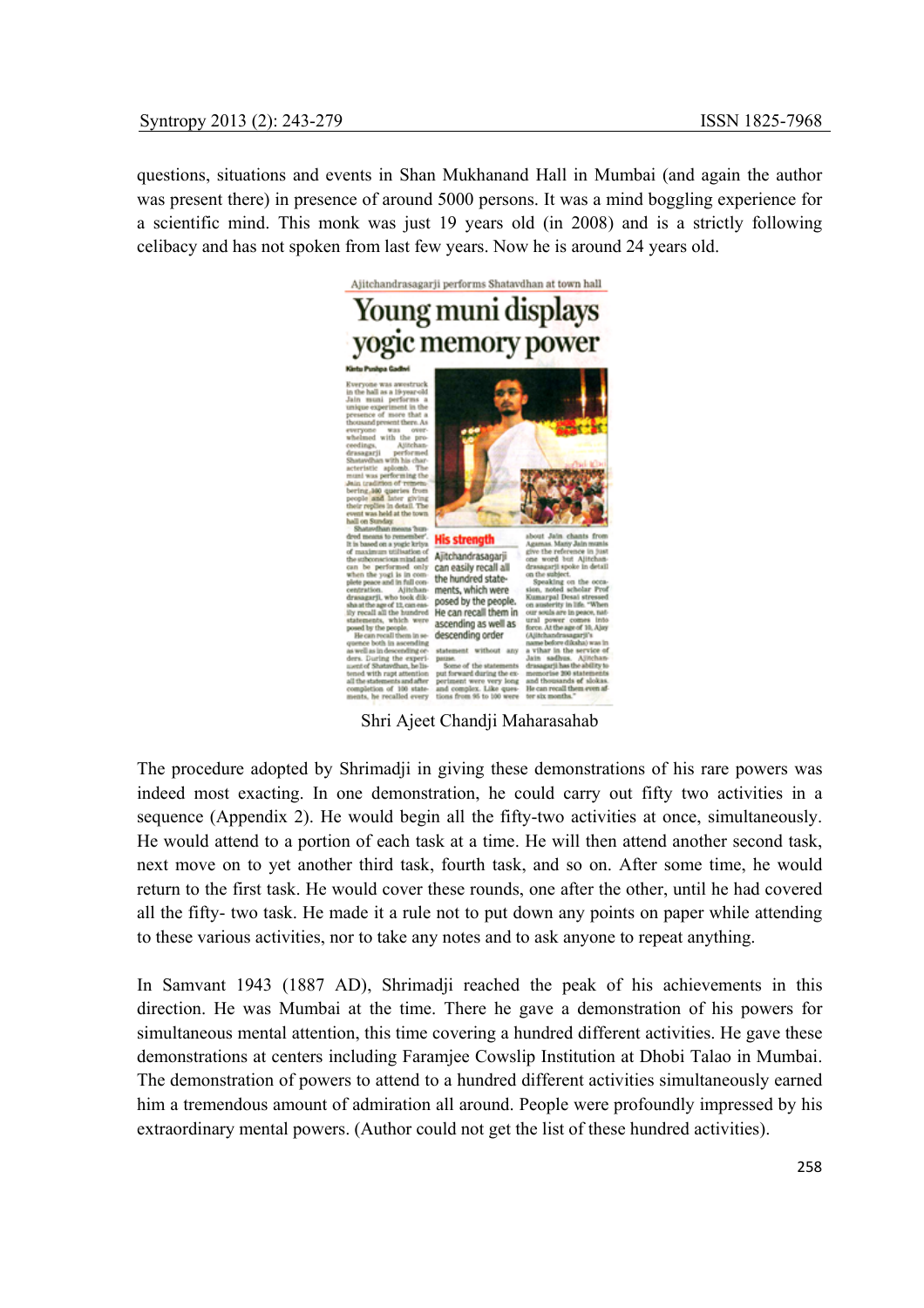questions, situations and events in Shan Mukhanand Hall in Mumbai (and again the author was present there) in presence of around 5000 persons. It was a mind boggling experience for a scientific mind. This monk was just 19 years old (in 2008) and is a strictly following celibacy and has not spoken from last few years. Now he is around 24 years old.

Shri Ajeet Chandji Maharasahab

The procedure adopted by Shrimadji in giving these demonstrations of his rare powers was indeed most exacting. In one demonstration, he could carry out fifty two activities in a sequence (Appendix 2). He would begin all the fifty-two activities at once, simultaneously. He would attend to a portion of each task at a time. He will then attend another second task, next move on to yet another third task, fourth task, and so on. After some time, he would return to the first task. He would cover these rounds, one after the other, until he had covered all the fifty- two task. He made it a rule not to put down any points on paper while attending to these various activities, nor to take any notes and to ask anyone to repeat anything.

In Samvant 1943 (1887 AD), Shrimadji reached the peak of his achievements in this direction. He was Mumbai at the time. There he gave a demonstration of his powers for simultaneous mental attention, this time covering a hundred different activities. He gave these demonstrations at centers including Faramjee Cowslip Institution at Dhobi Talao in Mumbai. The demonstration of powers to attend to a hundred different activities simultaneously earned him a tremendous amount of admiration all around. People were profoundly impressed by his extraordinary mental powers. (Author could not get the list of these hundred activities).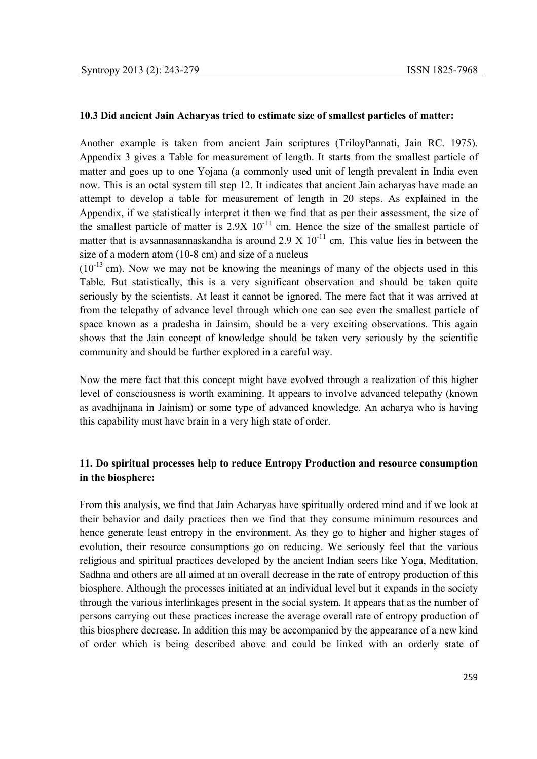### 10.3 Did ancient Jain Acharyas tried to estimate size of smallest particles of matter:

Another example is taken from ancient Jain scriptures (TriloyPannati, Jain RC. 1975). Appendix 3 gives a Table for measurement of length. It starts from the smallest particle of matter and goes up to one Yojana (a commonly used unit of length prevalent in India even now. This is an octal system till step 12. It indicates that ancient Jain acharyas have made an attempt to develop a table for measurement of length in 20 steps. As explained in the Appendix, if we statistically interpret it then we find that as per their assessment, the size of the smallest particle of matter is $2.9 \times 10^{-11}$ cm. Hence the size of the smallest particle of matter that is avsannasannaskandha is around $2.9 \times 10^{-11}$ cm. This value lies in between the size of a modern atom (10-8 cm) and size of a nucleus ($10^{-13}$ cm). Now we may not be knowing the meanings of many of the objects used in this Table. But statistically, this is a very significant observation and should be taken quite seriously by the scientists. At least it cannot be ignored. The mere fact that it was arrived at from the telepathy of advance level through which one can see even the smallest particle of space known as a pradesha in Jainsim, should be a very exciting observations. This again shows that the Jain concept of knowledge should be taken very seriously by the scientific community and should be further explored in a careful way.

Now the mere fact that this concept might have evolved through a realization of this higher level of consciousness is worth examining. It appears to involve advanced telepathy (known as avadhijnana in Jainism) or some type of advanced knowledge. An acharya who is having this capability must have brain in a very high state of order.

## 11. Do spiritual processes help to reduce Entropy Production and resource consumption in the biosphere:

From this analysis, we find that Jain Acharyas have spiritually ordered mind and if we look at their behavior and daily practices then we find that they consume minimum resources and hence generate least entropy in the environment. As they go to higher and higher stages of evolution, their resource consumptions go on reducing. We seriously feel that the various religious and spiritual practices developed by the ancient Indian seers like Yoga, Meditation, Sadhna and others are all aimed at an overall decrease in the rate of entropy production of this biosphere. Although the processes initiated at an individual level but it expands in the society through the various interlinkages present in the social system. It appears that as the number of persons carrying out these practices increase the average overall rate of entropy production of this biosphere decrease. In addition this may be accompanied by the appearance of a new kind of order which is being described above and could be linked with an orderly state of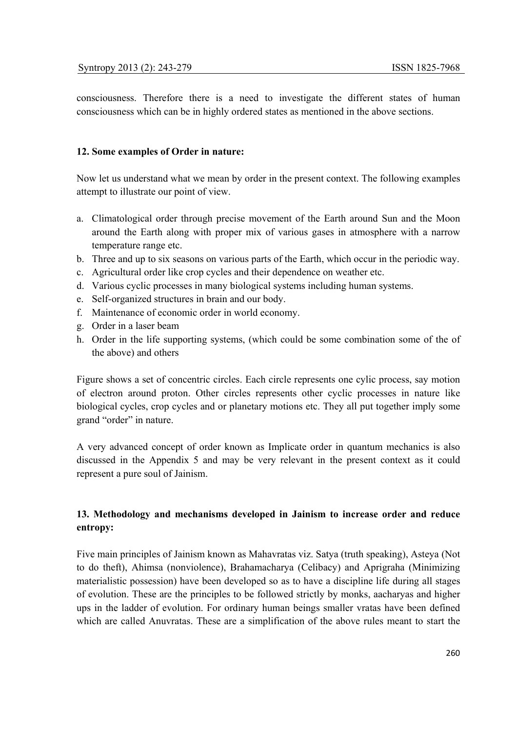consciousness. Therefore there is a need to investigate the different states of human consciousness which can be in highly ordered states as mentioned in the above sections.

**12. Some examples of Order in nature:**

Now let us understand what we mean by order in the present context. The following examples attempt to illustrate our point of view.

a. Climatological order through precise movement of the Earth around Sun and the Moon around the Earth along with proper mix of various gases in atmosphere with a narrow temperature range etc.
b. Three and up to six seasons on various parts of the Earth, which occur in the periodic way.
c. Agricultural order like crop cycles and their dependence on weather etc.
d. Various cyclic processes in many biological systems including human systems.
e. Self-organized structures in brain and our body.
f. Maintenance of economic order in world economy.
g. Order in a laser beam
h. Order in the life supporting systems, (which could be some combination some of the of the above) and others

Figure shows a set of concentric circles. Each circle represents one cylic process, say motion of electron around proton. Other circles represents other cyclic processes in nature like biological cycles, crop cycles and or planetary motions etc. They all put together imply some grand "order" in nature.

A very advanced concept of order known as Implicate order in quantum mechanics is also discussed in the Appendix 5 and may be very relevant in the present context as it could represent a pure soul of Jainism.

**13. Methodology and mechanisms developed in Jainism to increase order and reduce entropy:**

Five main principles of Jainism known as Mahavratas viz. Satya (truth speaking), Asteya (Not to do theft), Ahimsa (nonviolence), Brahamacharya (Celibacy) and Aprigraha (Minimizing materialistic possession) have been developed so as to have a discipline life during all stages of evolution. These are the principles to be followed strictly by monks, aacharyas and higher ups in the ladder of evolution. For ordinary human beings smaller vratas have been defined which are called Anuvratas. These are a simplification of the above rules meant to start the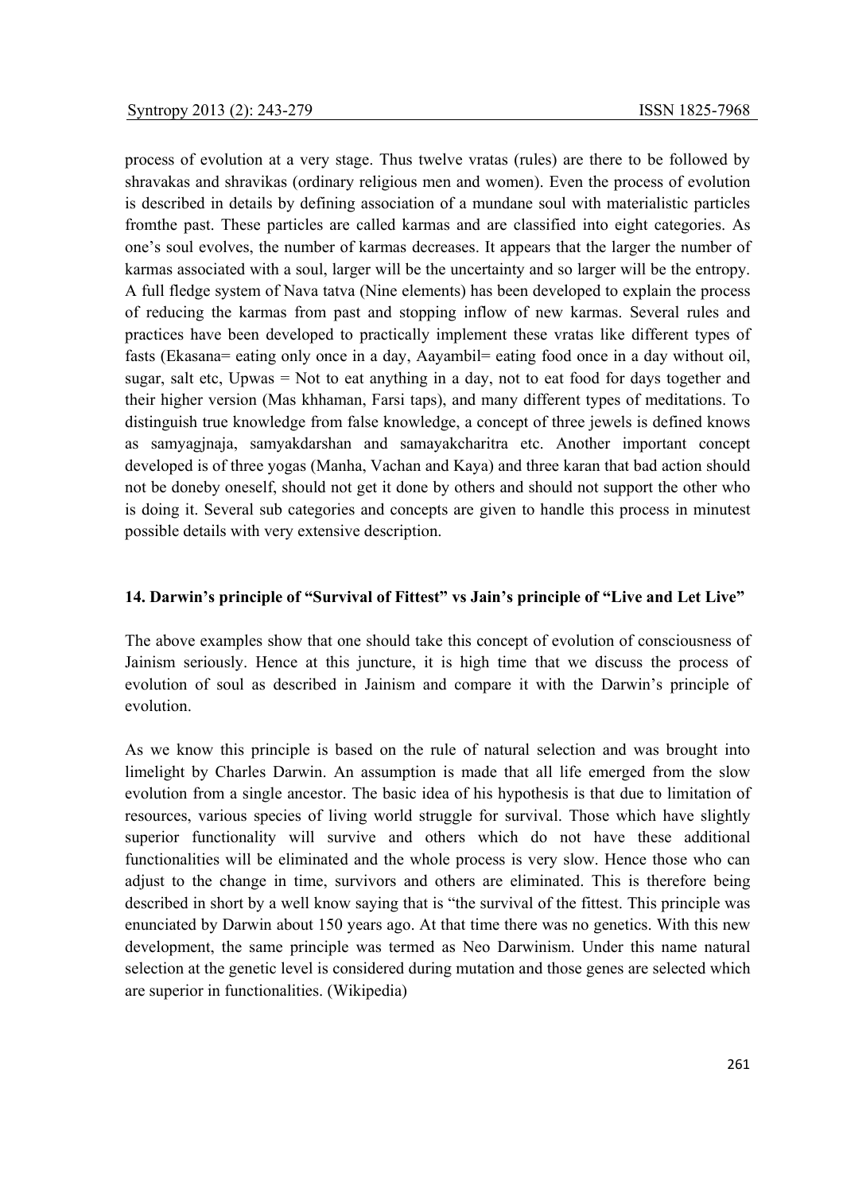process of evolution at a very stage. Thus twelve vratas (rules) are there to be followed by shravakas and shravikas (ordinary religious men and women). Even the process of evolution is described in details by defining association of a mundane soul with materialistic particles fromthe past. These particles are called karmas and are classified into eight categories. As one's soul evolves, the number of karmas decreases. It appears that the larger the number of karmas associated with a soul, larger will be the uncertainty and so larger will be the entropy. A full fledge system of Nava tatva (Nine elements) has been developed to explain the process of reducing the karmas from past and stopping inflow of new karmas. Several rules and practices have been developed to practically implement these vratas like different types of fasts (Ekasana= eating only once in a day, Aayambil= eating food once in a day without oil, sugar, salt etc, Upwas = Not to eat anything in a day, not to eat food for days together and their higher version (Mas khhaman, Farsi taps), and many different types of meditations. To distinguish true knowledge from false knowledge, a concept of three jewels is defined knows as samyagjnaja, samyakdarshan and samayakcharitra etc. Another important concept developed is of three yogas (Manha, Vachan and Kaya) and three karan that bad action should not be doneby oneself, should not get it done by others and should not support the other who is doing it. Several sub categories and concepts are given to handle this process in minutest possible details with very extensive description.

## 14. Darwin's principle of "Survival of Fittest" vs Jain's principle of "Live and Let Live"

The above examples show that one should take this concept of evolution of consciousness of Jainism seriously. Hence at this juncture, it is high time that we discuss the process of evolution of soul as described in Jainism and compare it with the Darwin's principle of evolution.

As we know this principle is based on the rule of natural selection and was brought into limelight by Charles Darwin. An assumption is made that all life emerged from the slow evolution from a single ancestor. The basic idea of his hypothesis is that due to limitation of resources, various species of living world struggle for survival. Those which have slightly superior functionality will survive and others which do not have these additional functionalities will be eliminated and the whole process is very slow. Hence those who can adjust to the change in time, survivors and others are eliminated. This is therefore being described in short by a well know saying that is "the survival of the fittest. This principle was enunciated by Darwin about 150 years ago. At that time there was no genetics. With this new development, the same principle was termed as Neo Darwinism. Under this name natural selection at the genetic level is considered during mutation and those genes are selected which are superior in functionalities. (Wikipedia)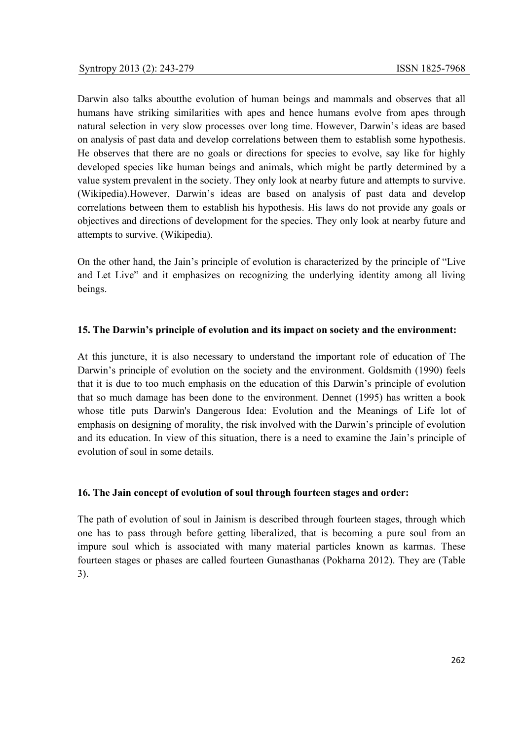Darwin also talks aboutthe evolution of human beings and mammals and observes that all humans have striking similarities with apes and hence humans evolve from apes through natural selection in very slow processes over long time. However, Darwin's ideas are based on analysis of past data and develop correlations between them to establish some hypothesis. He observes that there are no goals or directions for species to evolve, say like for highly developed species like human beings and animals, which might be partly determined by a value system prevalent in the society. They only look at nearby future and attempts to survive. (Wikipedia).However, Darwin's ideas are based on analysis of past data and develop correlations between them to establish his hypothesis. His laws do not provide any goals or objectives and directions of development for the species. They only look at nearby future and attempts to survive. (Wikipedia).

On the other hand, the Jain's principle of evolution is characterized by the principle of "Live and Let Live" and it emphasizes on recognizing the underlying identity among all living beings.

## 15. The Darwin's principle of evolution and its impact on society and the environment:

At this juncture, it is also necessary to understand the important role of education of The Darwin's principle of evolution on the society and the environment. Goldsmith (1990) feels that it is due to too much emphasis on the education of this Darwin's principle of evolution that so much damage has been done to the environment. Dennet (1995) has written a book whose title puts Darwin's Dangerous Idea: Evolution and the Meanings of Life lot of emphasis on designing of morality, the risk involved with the Darwin's principle of evolution and its education. In view of this situation, there is a need to examine the Jain's principle of evolution of soul in some details.

## 16. The Jain concept of evolution of soul through fourteen stages and order:

The path of evolution of soul in Jainism is described through fourteen stages, through which one has to pass through before getting liberalized, that is becoming a pure soul from an impure soul which is associated with many material particles known as karmas. These fourteen stages or phases are called fourteen Gunasthanas (Pokharna 2012). They are (Table 3).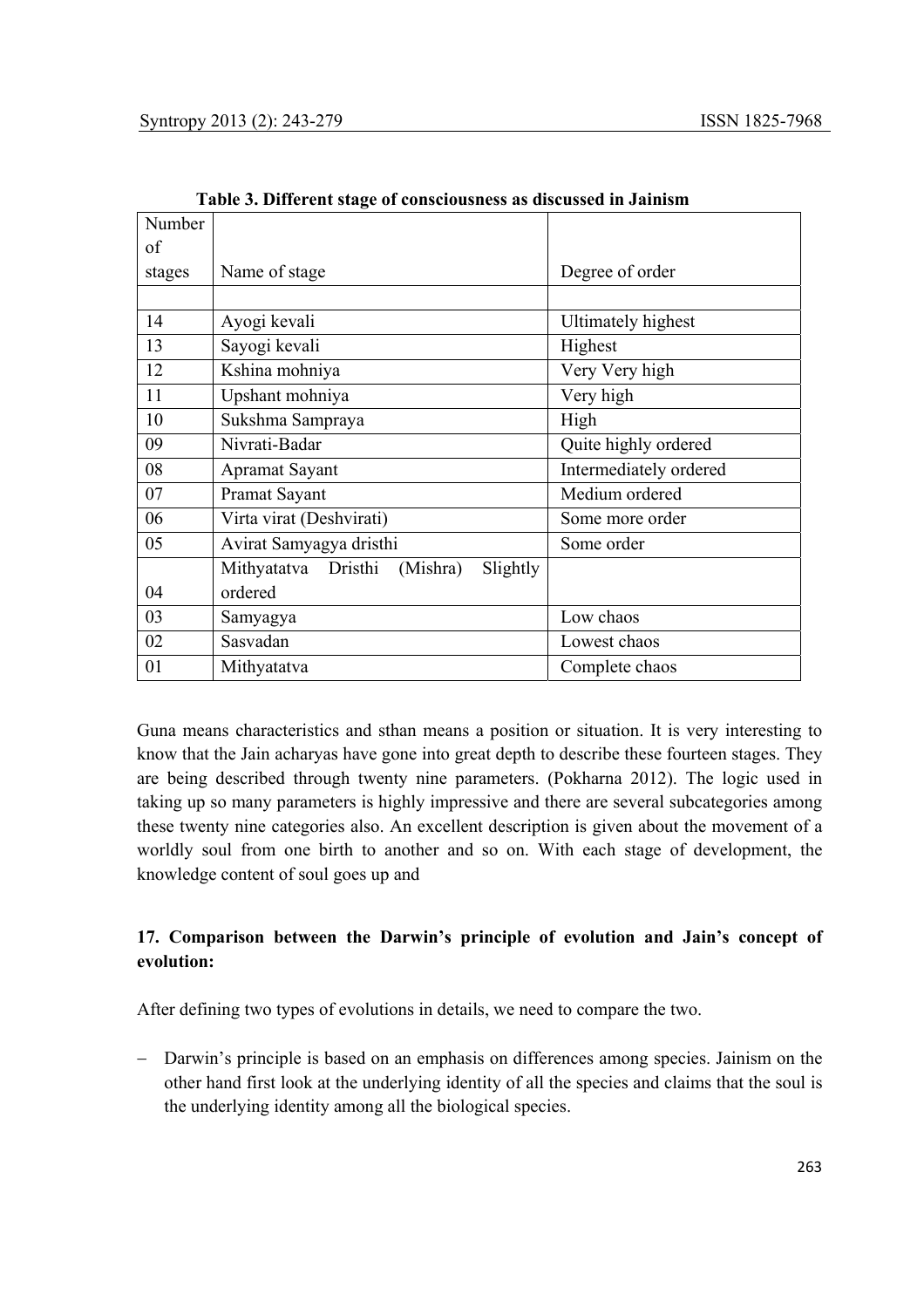**Table 3. Different stage of consciousness as discussed in Jainism**

| Number of stages | Name of stage | Degree of order |
|---|---|---|
| | | |
| 14 | Ayogi kevali | Ultimately highest |
| 13 | Sayogi kevali | Highest |
| 12 | Kshina mohniya | Very Very high |
| 11 | Upshant mohniya | Very high |
| 10 | Sukshma Sampraya | High |
| 09 | Nivrati-Badar | Quite highly ordered |
| 08 | Apramat Sayant | Intermediately ordered |
| 07 | Pramat Sayant | Medium ordered |
| 06 | Virta virat (Deshvirati) | Some more order |
| 05 | Avirat Samyagya dristhi | Some order |
| 04 | Mithyatatva Dristhi (Mishra) Slightly ordered | |
| 03 | Samyagya | Low chaos |
| 02 | Sasvadan | Lowest chaos |
| 01 | Mithyatatva | Complete chaos |

Guna means characteristics and sthan means a position or situation. It is very interesting to know that the Jain acharyas have gone into great depth to describe these fourteen stages. They are being described through twenty nine parameters. (Pokharna 2012). The logic used in taking up so many parameters is highly impressive and there are several subcategories among these twenty nine categories also. An excellent description is given about the movement of a worldly soul from one birth to another and so on. With each stage of development, the knowledge content of soul goes up and

## 17. Comparison between the Darwin's principle of evolution and Jain's concept of evolution:

After defining two types of evolutions in details, we need to compare the two.

- Darwin's principle is based on an emphasis on differences among species. Jainism on the other hand first look at the underlying identity of all the species and claims that the soul is the underlying identity among all the biological species.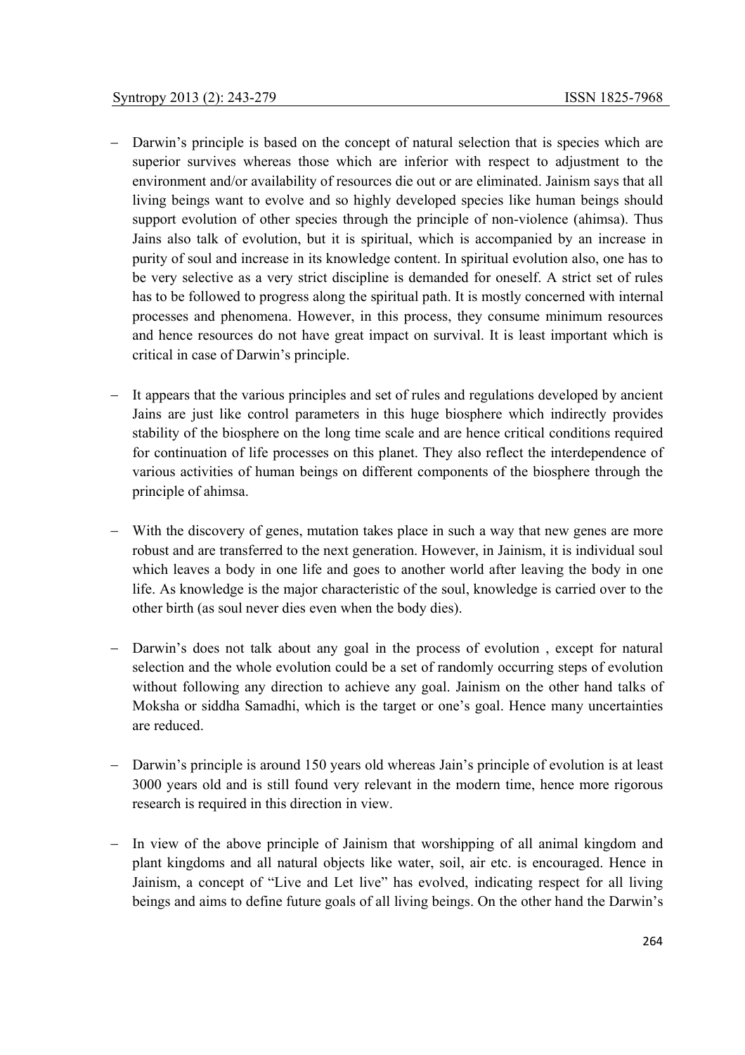- Darwin's principle is based on the concept of natural selection that is species which are superior survives whereas those which are inferior with respect to adjustment to the environment and/or availability of resources die out or are eliminated. Jainism says that all living beings want to evolve and so highly developed species like human beings should support evolution of other species through the principle of non-violence (ahimsa). Thus Jains also talk of evolution, but it is spiritual, which is accompanied by an increase in purity of soul and increase in its knowledge content. In spiritual evolution also, one has to be very selective as a very strict discipline is demanded for oneself. A strict set of rules has to be followed to progress along the spiritual path. It is mostly concerned with internal processes and phenomena. However, in this process, they consume minimum resources and hence resources do not have great impact on survival. It is least important which is critical in case of Darwin's principle.

- It appears that the various principles and set of rules and regulations developed by ancient Jains are just like control parameters in this huge biosphere which indirectly provides stability of the biosphere on the long time scale and are hence critical conditions required for continuation of life processes on this planet. They also reflect the interdependence of various activities of human beings on different components of the biosphere through the principle of ahimsa.

- With the discovery of genes, mutation takes place in such a way that new genes are more robust and are transferred to the next generation. However, in Jainism, it is individual soul which leaves a body in one life and goes to another world after leaving the body in one life. As knowledge is the major characteristic of the soul, knowledge is carried over to the other birth (as soul never dies even when the body dies).

- Darwin's does not talk about any goal in the process of evolution , except for natural selection and the whole evolution could be a set of randomly occurring steps of evolution without following any direction to achieve any goal. Jainism on the other hand talks of Moksha or siddha Samadhi, which is the target or one's goal. Hence many uncertainties are reduced.

- Darwin's principle is around 150 years old whereas Jain's principle of evolution is at least 3000 years old and is still found very relevant in the modern time, hence more rigorous research is required in this direction in view.

- In view of the above principle of Jainism that worshipping of all animal kingdom and plant kingdoms and all natural objects like water, soil, air etc. is encouraged. Hence in Jainism, a concept of "Live and Let live" has evolved, indicating respect for all living beings and aims to define future goals of all living beings. On the other hand the Darwin's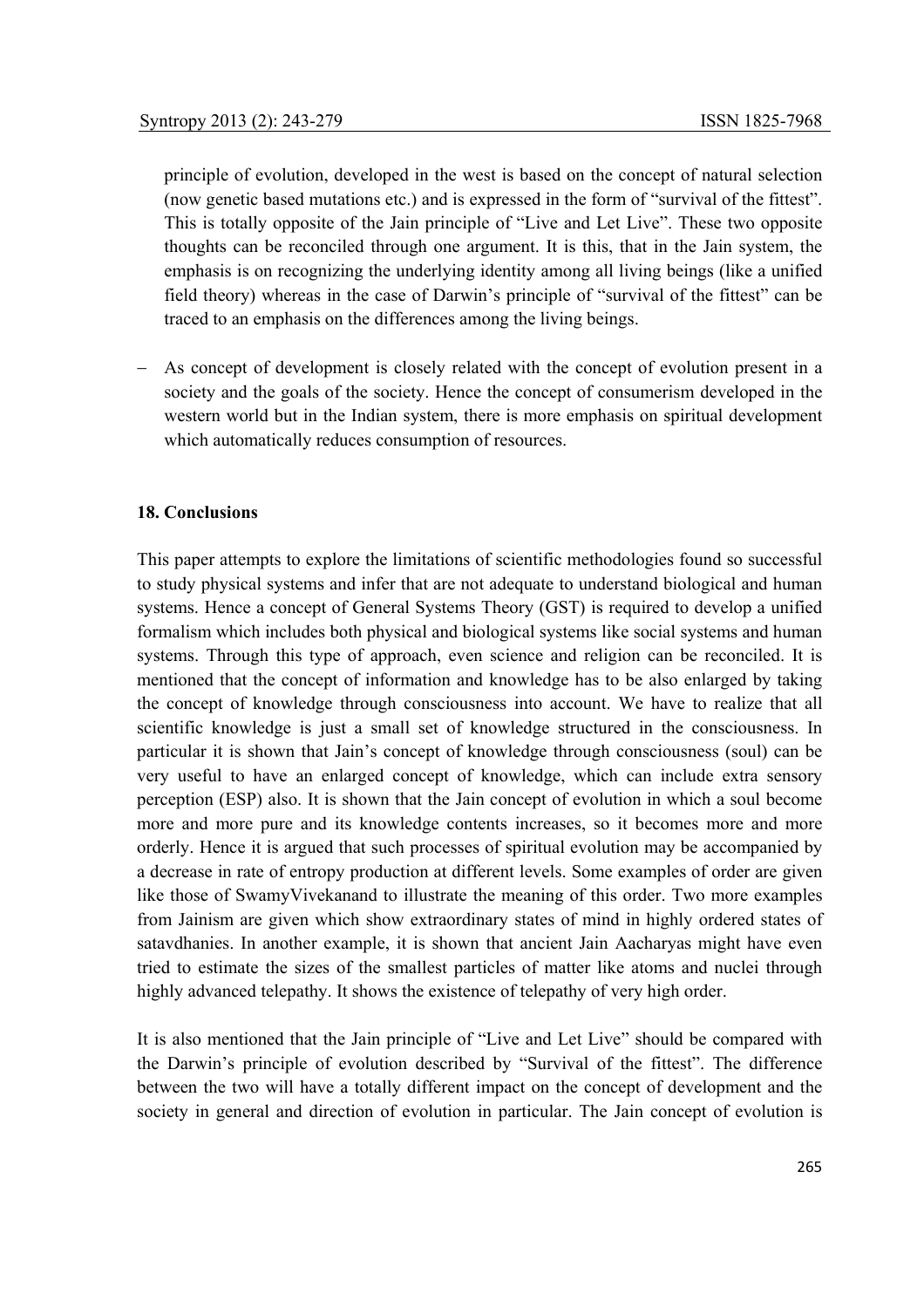principle of evolution, developed in the west is based on the concept of natural selection (now genetic based mutations etc.) and is expressed in the form of "survival of the fittest". This is totally opposite of the Jain principle of "Live and Let Live". These two opposite thoughts can be reconciled through one argument. It is this, that in the Jain system, the emphasis is on recognizing the underlying identity among all living beings (like a unified field theory) whereas in the case of Darwin's principle of "survival of the fittest" can be traced to an emphasis on the differences among the living beings.

- As concept of development is closely related with the concept of evolution present in a society and the goals of the society. Hence the concept of consumerism developed in the western world but in the Indian system, there is more emphasis on spiritual development which automatically reduces consumption of resources.

## 18. Conclusions

This paper attempts to explore the limitations of scientific methodologies found so successful to study physical systems and infer that are not adequate to understand biological and human systems. Hence a concept of General Systems Theory (GST) is required to develop a unified formalism which includes both physical and biological systems like social systems and human systems. Through this type of approach, even science and religion can be reconciled. It is mentioned that the concept of information and knowledge has to be also enlarged by taking the concept of knowledge through consciousness into account. We have to realize that all scientific knowledge is just a small set of knowledge structured in the consciousness. In particular it is shown that Jain's concept of knowledge through consciousness (soul) can be very useful to have an enlarged concept of knowledge, which can include extra sensory perception (ESP) also. It is shown that the Jain concept of evolution in which a soul become more and more pure and its knowledge contents increases, so it becomes more and more orderly. Hence it is argued that such processes of spiritual evolution may be accompanied by a decrease in rate of entropy production at different levels. Some examples of order are given like those of SwamyVivekanand to illustrate the meaning of this order. Two more examples from Jainism are given which show extraordinary states of mind in highly ordered states of satavdhanies. In another example, it is shown that ancient Jain Aacharyas might have even tried to estimate the sizes of the smallest particles of matter like atoms and nuclei through highly advanced telepathy. It shows the existence of telepathy of very high order.

It is also mentioned that the Jain principle of "Live and Let Live" should be compared with the Darwin's principle of evolution described by "Survival of the fittest". The difference between the two will have a totally different impact on the concept of development and the society in general and direction of evolution in particular. The Jain concept of evolution is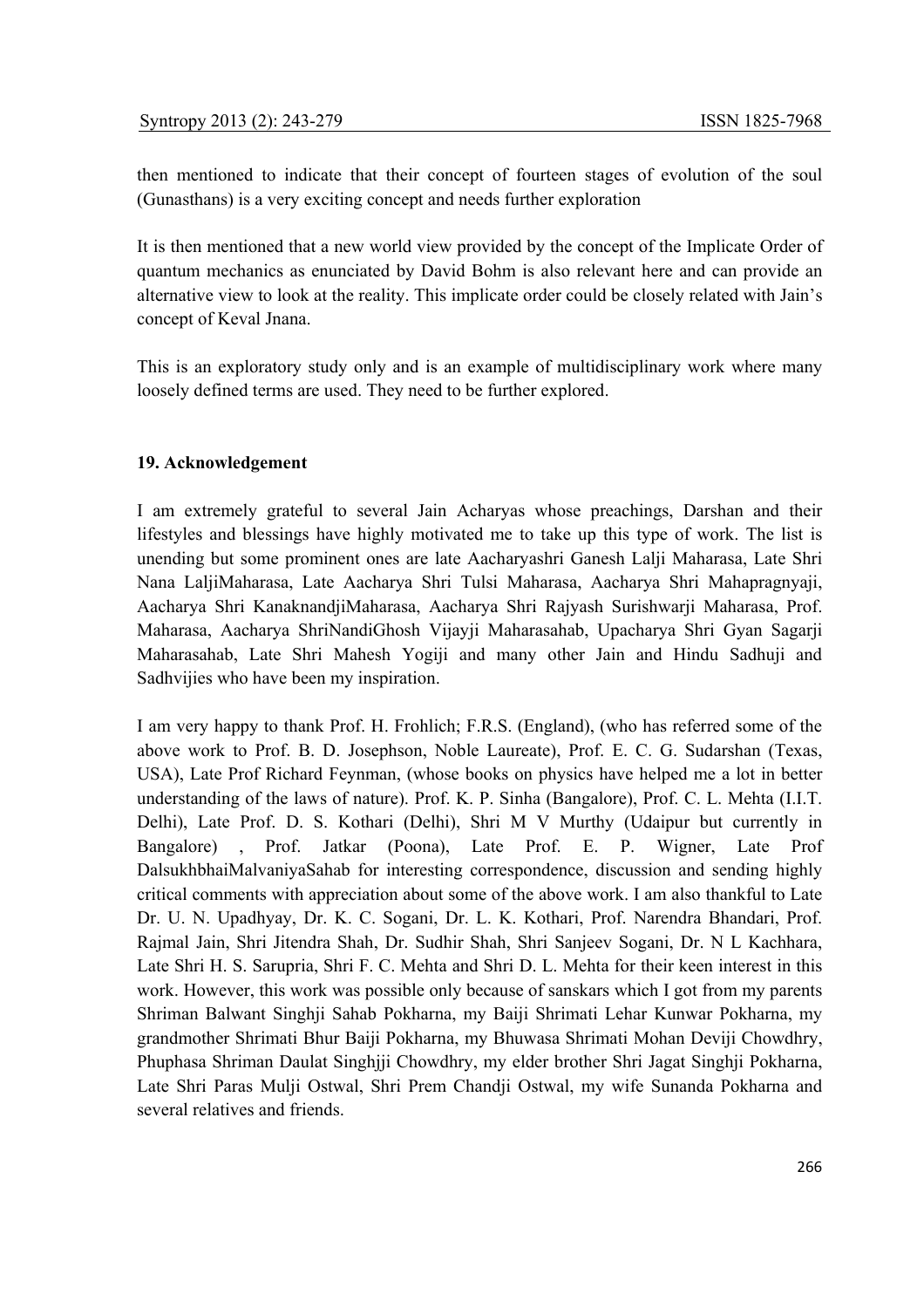then mentioned to indicate that their concept of fourteen stages of evolution of the soul (Gunasthans) is a very exciting concept and needs further exploration

It is then mentioned that a new world view provided by the concept of the Implicate Order of quantum mechanics as enunciated by David Bohm is also relevant here and can provide an alternative view to look at the reality. This implicate order could be closely related with Jain's concept of Keval Jnana.

This is an exploratory study only and is an example of multidisciplinary work where many loosely defined terms are used. They need to be further explored.

## 19. Acknowledgement

I am extremely grateful to several Jain Acharyas whose preachings, Darshan and their lifestyles and blessings have highly motivated me to take up this type of work. The list is unending but some prominent ones are late Aacharyashri Ganesh Lalji Maharasa, Late Shri Nana LaljiMaharasa, Late Aacharya Shri Tulsi Maharasa, Aacharya Shri Mahapragnyaji, Aacharya Shri KanaknandjiMaharasa, Aacharya Shri Rajyash Surishwarji Maharasa, Prof. Maharasa, Aacharya ShriNandiGhosh Vijayji Maharasahab, Upacharya Shri Gyan Sagarji Maharasahab, Late Shri Mahesh Yogiji and many other Jain and Hindu Sadhuji and Sadhvijies who have been my inspiration.

I am very happy to thank Prof. H. Frohlich; F.R.S. (England), (who has referred some of the above work to Prof. B. D. Josephson, Noble Laureate), Prof. E. C. G. Sudarshan (Texas, USA), Late Prof Richard Feynman, (whose books on physics have helped me a lot in better understanding of the laws of nature). Prof. K. P. Sinha (Bangalore), Prof. C. L. Mehta (I.I.T. Delhi), Late Prof. D. S. Kothari (Delhi), Shri M V Murthy (Udaipur but currently in Bangalore) , Prof. Jatkar (Poona), Late Prof. E. P. Wigner, Late Prof DalsukhbhaiMalvaniyaSahab for interesting correspondence, discussion and sending highly critical comments with appreciation about some of the above work. I am also thankful to Late Dr. U. N. Upadhyay, Dr. K. C. Sogani, Dr. L. K. Kothari, Prof. Narendra Bhandari, Prof. Rajmal Jain, Shri Jitendra Shah, Dr. Sudhir Shah, Shri Sanjeev Sogani, Dr. N L Kachhara, Late Shri H. S. Sarupria, Shri F. C. Mehta and Shri D. L. Mehta for their keen interest in this work. However, this work was possible only because of sanskars which I got from my parents Shriman Balwant Singhji Sahab Pokharna, my Baiji Shrimati Lehar Kunwar Pokharna, my grandmother Shrimati Bhur Baiji Pokharna, my Bhuwasa Shrimati Mohan Deviji Chowdhry, Phuphasa Shriman Daulat Singhjji Chowdhry, my elder brother Shri Jagat Singhji Pokharna, Late Shri Paras Mulji Ostwal, Shri Prem Chandji Ostwal, my wife Sunanda Pokharna and several relatives and friends.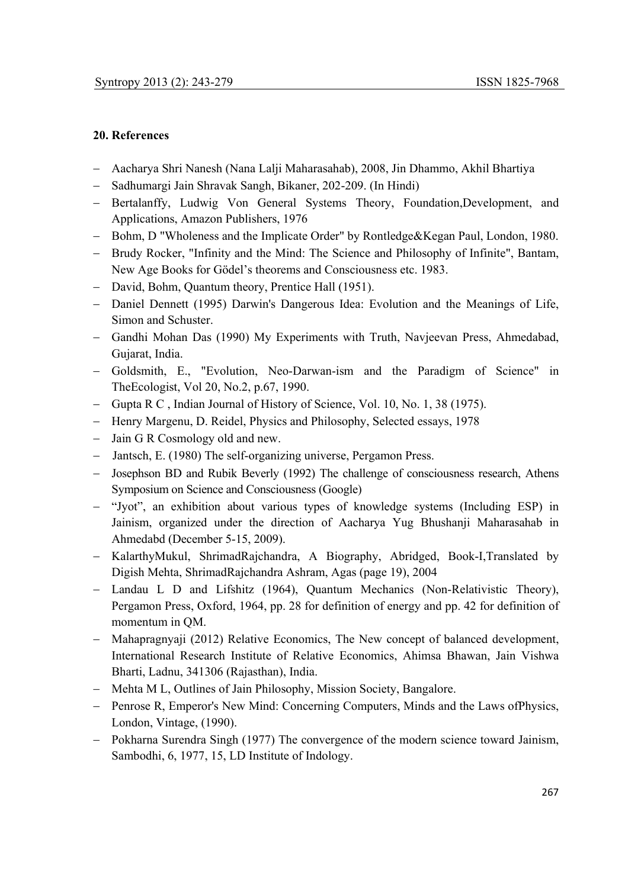## 20. References

- Aacharya Shri Nanesh (Nana Lalji Maharasahab), 2008, Jin Dhammo, Akhil Bhartiya
- Sadhumargi Jain Shravak Sangh, Bikaner, 202-209. (In Hindi)
- Bertalanffy, Ludwig Von General Systems Theory, Foundation,Development, and Applications, Amazon Publishers, 1976
- Bohm, D "Wholeness and the Implicate Order" by Rontledge&Kegan Paul, London, 1980.
- Brudy Rocker, "Infinity and the Mind: The Science and Philosophy of Infinite", Bantam, New Age Books for Gödel's theorems and Consciousness etc. 1983.
- David, Bohm, Quantum theory, Prentice Hall (1951).
- Daniel Dennett (1995) Darwin's Dangerous Idea: Evolution and the Meanings of Life, Simon and Schuster.
- Gandhi Mohan Das (1990) My Experiments with Truth, Navjeevan Press, Ahmedabad, Gujarat, India.
- Goldsmith, E., "Evolution, Neo-Darwan-ism and the Paradigm of Science" in TheEcologist, Vol 20, No.2, p.67, 1990.
- Gupta R C , Indian Journal of History of Science, Vol. 10, No. 1, 38 (1975).
- Henry Margenu, D. Reidel, Physics and Philosophy, Selected essays, 1978
- Jain G R Cosmology old and new.
- Jantsch, E. (1980) The self-organizing universe, Pergamon Press.
- Josephson BD and Rubik Beverly (1992) The challenge of consciousness research, Athens Symposium on Science and Consciousness (Google)
- "Jyot", an exhibition about various types of knowledge systems (Including ESP) in Jainism, organized under the direction of Aacharya Yug Bhushanji Maharasahab in Ahmedabd (December 5-15, 2009).
- KalarthyMukul, ShrimadRajchandra, A Biography, Abridged, Book-I,Translated by Digish Mehta, ShrimadRajchandra Ashram, Agas (page 19), 2004
- Landau L D and Lifshitz (1964), Quantum Mechanics (Non-Relativistic Theory), Pergamon Press, Oxford, 1964, pp. 28 for definition of energy and pp. 42 for definition of momentum in QM.
- Mahapragnyaji (2012) Relative Economics, The New concept of balanced development, International Research Institute of Relative Economics, Ahimsa Bhawan, Jain Vishwa Bharti, Ladnu, 341306 (Rajasthan), India.
- Mehta M L, Outlines of Jain Philosophy, Mission Society, Bangalore.
- Penrose R, Emperor's New Mind: Concerning Computers, Minds and the Laws ofPhysics, London, Vintage, (1990).
- Pokharna Surendra Singh (1977) The convergence of the modern science toward Jainism, Sambodhi, 6, 1977, 15, LD Institute of Indology.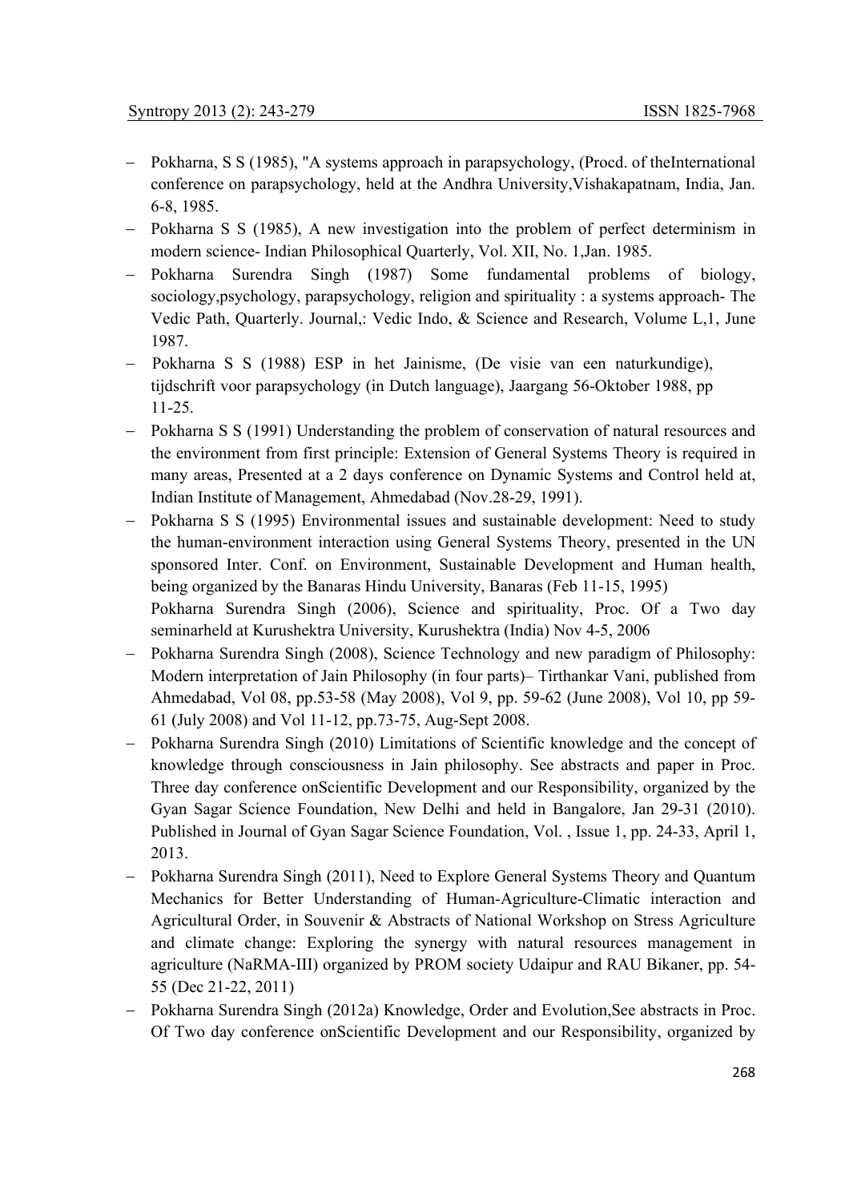- Pokharna, S S (1985), "A systems approach in parapsychology, (Procd. of theInternational conference on parapsychology, held at the Andhra University,Vishakapatnam, India, Jan. 6-8, 1985.
- Pokharna S S (1985), A new investigation into the problem of perfect determinism in modern science- Indian Philosophical Quarterly, Vol. XII, No. 1,Jan. 1985.
- Pokharna Surendra Singh (1987) Some fundamental problems of biology, sociology,psychology, parapsychology, religion and spirituality : a systems approach- The Vedic Path, Quarterly. Journal,: Vedic Indo, & Science and Research, Volume L,1, June 1987.
- Pokharna S S (1988) ESP in het Jainisme, (De visie van een naturkundige), tijdschrift voor parapsychology (in Dutch language), Jaargang 56-Oktober 1988, pp 11-25.
- Pokharna S S (1991) Understanding the problem of conservation of natural resources and the environment from first principle: Extension of General Systems Theory is required in many areas, Presented at a 2 days conference on Dynamic Systems and Control held at, Indian Institute of Management, Ahmedabad (Nov.28-29, 1991).
- Pokharna S S (1995) Environmental issues and sustainable development: Need to study the human-environment interaction using General Systems Theory, presented in the UN sponsored Inter. Conf. on Environment, Sustainable Development and Human health, being organized by the Banaras Hindu University, Banaras (Feb 11-15, 1995)
  Pokharna Surendra Singh (2006), Science and spirituality, Proc. Of a Two day seminarheld at Kurushektra University, Kurushektra (India) Nov 4-5, 2006
- Pokharna Surendra Singh (2008), Science Technology and new paradigm of Philosophy: Modern interpretation of Jain Philosophy (in four parts)– Tirthankar Vani, published from Ahmedabad, Vol 08, pp.53-58 (May 2008), Vol 9, pp. 59-62 (June 2008), Vol 10, pp 59-61 (July 2008) and Vol 11-12, pp.73-75, Aug-Sept 2008.
- Pokharna Surendra Singh (2010) Limitations of Scientific knowledge and the concept of knowledge through consciousness in Jain philosophy. See abstracts and paper in Proc. Three day conference onScientific Development and our Responsibility, organized by the Gyan Sagar Science Foundation, New Delhi and held in Bangalore, Jan 29-31 (2010). Published in Journal of Gyan Sagar Science Foundation, Vol. , Issue 1, pp. 24-33, April 1, 2013.
- Pokharna Surendra Singh (2011), Need to Explore General Systems Theory and Quantum Mechanics for Better Understanding of Human-Agriculture-Climatic interaction and Agricultural Order, in Souvenir & Abstracts of National Workshop on Stress Agriculture and climate change: Exploring the synergy with natural resources management in agriculture (NaRMA-III) organized by PROM society Udaipur and RAU Bikaner, pp. 54-55 (Dec 21-22, 2011)
- Pokharna Surendra Singh (2012a) Knowledge, Order and Evolution,See abstracts in Proc. Of Two day conference onScientific Development and our Responsibility, organized by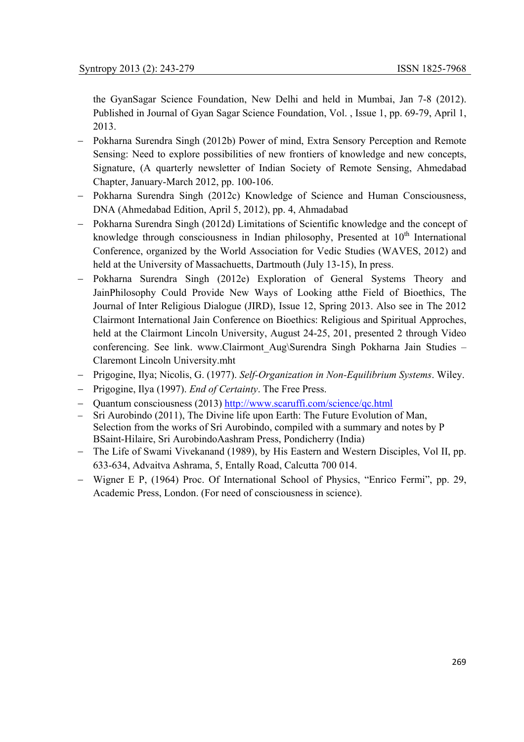the GyanSagar Science Foundation, New Delhi and held in Mumbai, Jan 7-8 (2012). Published in Journal of Gyan Sagar Science Foundation, Vol. , Issue 1, pp. 69-79, April 1, 2013.

- Pokharna Surendra Singh (2012b) Power of mind, Extra Sensory Perception and Remote Sensing: Need to explore possibilities of new frontiers of knowledge and new concepts, Signature, (A quarterly newsletter of Indian Society of Remote Sensing, Ahmedabad Chapter, January-March 2012, pp. 100-106.
- Pokharna Surendra Singh (2012c) Knowledge of Science and Human Consciousness, DNA (Ahmedabad Edition, April 5, 2012), pp. 4, Ahmadabad
- Pokharna Surendra Singh (2012d) Limitations of Scientific knowledge and the concept of knowledge through consciousness in Indian philosophy, Presented at 10th International Conference, organized by the World Association for Vedic Studies (WAVES, 2012) and held at the University of Massachuetts, Dartmouth (July 13-15), In press.
- Pokharna Surendra Singh (2012e) Exploration of General Systems Theory and JainPhilosophy Could Provide New Ways of Looking atthe Field of Bioethics, The Journal of Inter Religious Dialogue (JIRD), Issue 12, Spring 2013. Also see in The 2012 Clairmont International Jain Conference on Bioethics: Religious and Spiritual Approches, held at the Clairmont Lincoln University, August 24-25, 201, presented 2 through Video conferencing. See link. www.Clairmont_Aug\Surendra Singh Pokharna Jain Studies – Claremont Lincoln University.mht
- Prigogine, Ilya; Nicolis, G. (1977). *Self-Organization in Non-Equilibrium Systems*. Wiley.
- Prigogine, Ilya (1997). *End of Certainty*. The Free Press.
- Quantum consciousness (2013) http://www.scaruffi.com/science/qc.html
- Sri Aurobindo (2011), The Divine life upon Earth: The Future Evolution of Man, Selection from the works of Sri Aurobindo, compiled with a summary and notes by P BSaint-Hilaire, Sri AurobindoAashram Press, Pondicherry (India)
- The Life of Swami Vivekanand (1989), by His Eastern and Western Disciples, Vol II, pp. 633-634, Advaitva Ashrama, 5, Entally Road, Calcutta 700 014.
- Wigner E P, (1964) Proc. Of International School of Physics, "Enrico Fermi", pp. 29, Academic Press, London. (For need of consciousness in science).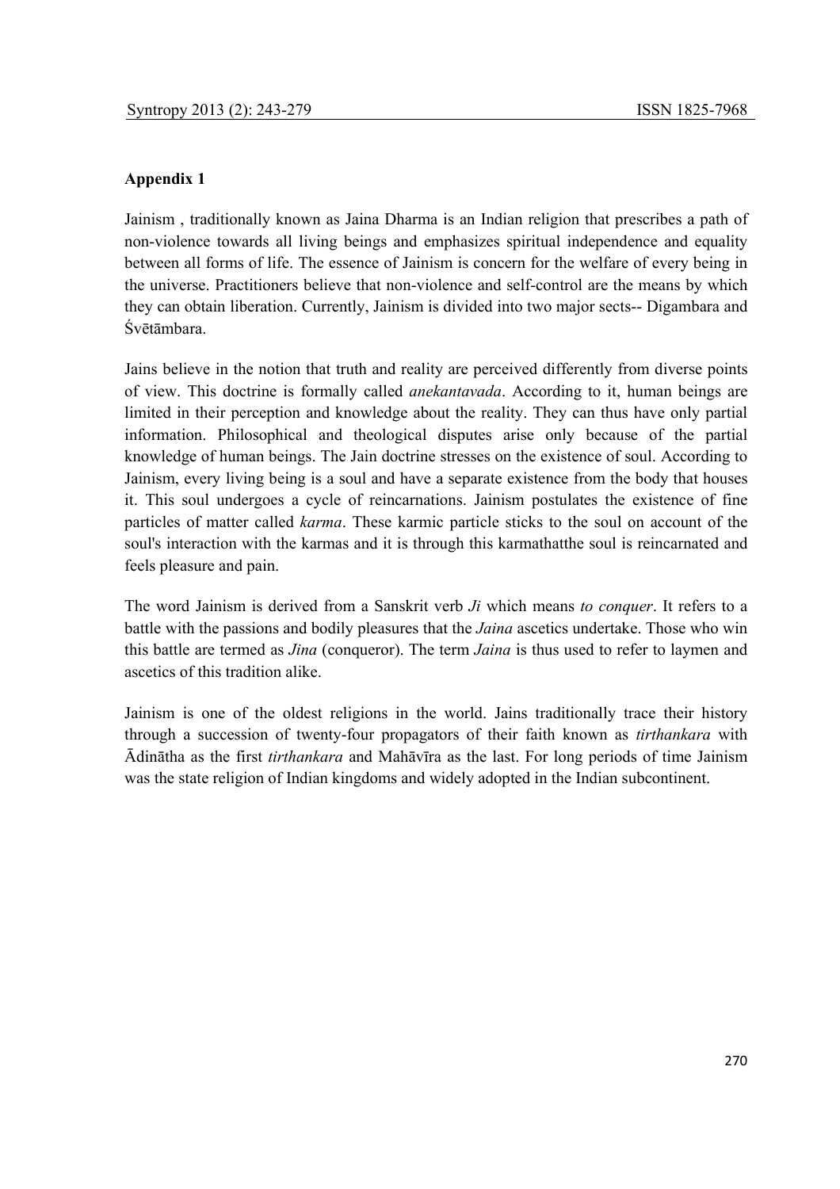## Appendix 1

Jainism , traditionally known as Jaina Dharma is an Indian religion that prescribes a path of non-violence towards all living beings and emphasizes spiritual independence and equality between all forms of life. The essence of Jainism is concern for the welfare of every being in the universe. Practitioners believe that non-violence and self-control are the means by which they can obtain liberation. Currently, Jainism is divided into two major sects-- Digambara and Śvētāmbara.

Jains believe in the notion that truth and reality are perceived differently from diverse points of view. This doctrine is formally called *anekantavada*. According to it, human beings are limited in their perception and knowledge about the reality. They can thus have only partial information. Philosophical and theological disputes arise only because of the partial knowledge of human beings. The Jain doctrine stresses on the existence of soul. According to Jainism, every living being is a soul and have a separate existence from the body that houses it. This soul undergoes a cycle of reincarnations. Jainism postulates the existence of fine particles of matter called *karma*. These karmic particle sticks to the soul on account of the soul's interaction with the karmas and it is through this karmathatthe soul is reincarnated and feels pleasure and pain.

The word Jainism is derived from a Sanskrit verb *Ji* which means *to conquer*. It refers to a battle with the passions and bodily pleasures that the *Jaina* ascetics undertake. Those who win this battle are termed as *Jina* (conqueror). The term *Jaina* is thus used to refer to laymen and ascetics of this tradition alike.

Jainism is one of the oldest religions in the world. Jains traditionally trace their history through a succession of twenty-four propagators of their faith known as *tirthankara* with Ādinātha as the first *tirthankara* and Mahāvīra as the last. For long periods of time Jainism was the state religion of Indian kingdoms and widely adopted in the Indian subcontinent.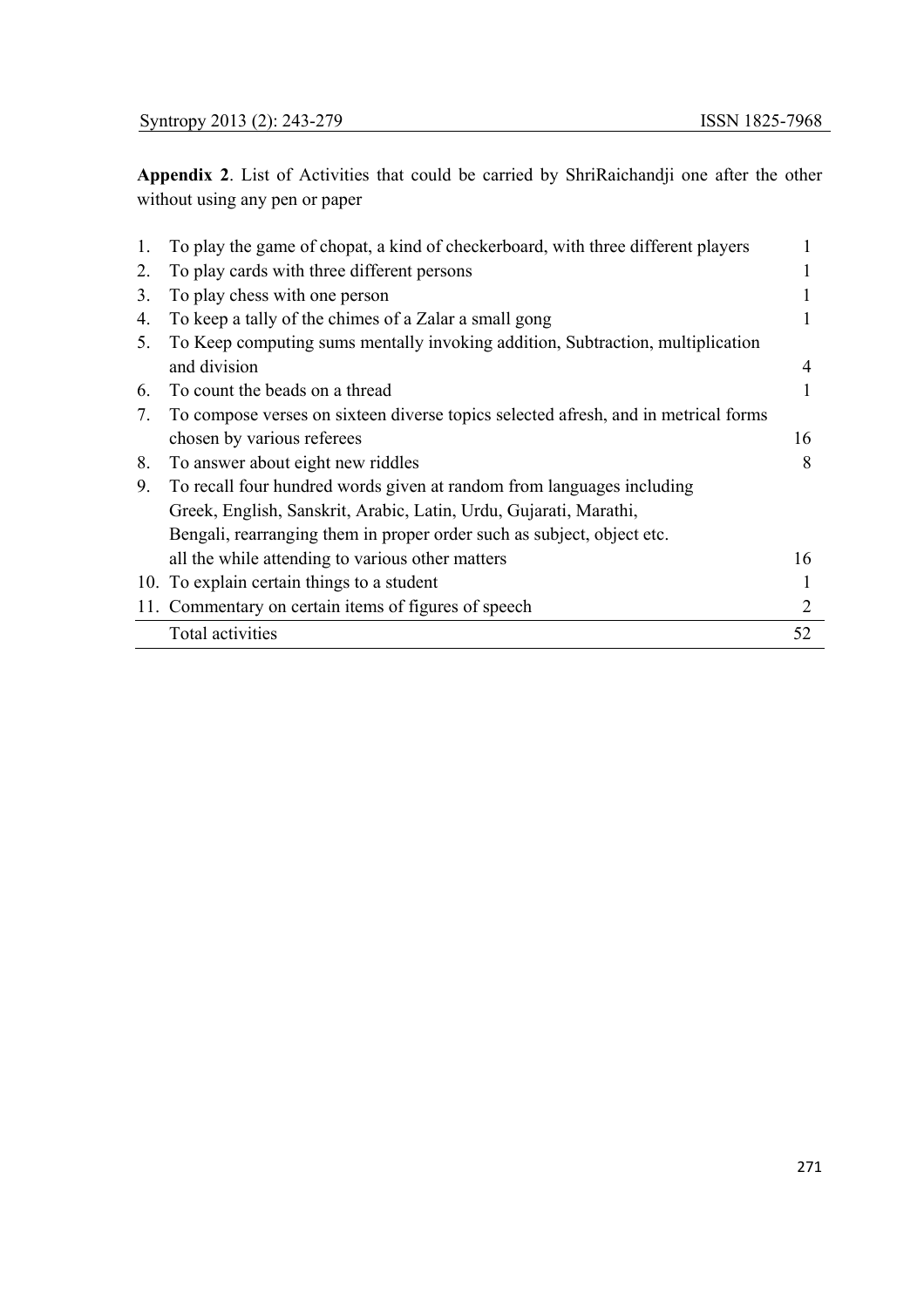**Appendix 2**. List of Activities that could be carried by ShriRaichandji one after the other without using any pen or paper

| | | |
|---|---|---|
| 1. | To play the game of chopat, a kind of checkerboard, with three different players | 1 |
| 2. | To play cards with three different persons | 1 |
| 3. | To play chess with one person | 1 |
| 4. | To keep a tally of the chimes of a Zalar a small gong | 1 |
| 5. | To Keep computing sums mentally invoking addition, Subtraction, multiplication and division | 4 |
| 6. | To count the beads on a thread | 1 |
| 7. | To compose verses on sixteen diverse topics selected afresh, and in metrical forms chosen by various referees | 16 |
| 8. | To answer about eight new riddles | 8 |
| 9. | To recall four hundred words given at random from languages including Greek, English, Sanskrit, Arabic, Latin, Urdu, Gujarati, Marathi, Bengali, rearranging them in proper order such as subject, object etc. all the while attending to various other matters | 16 |
| 10. | To explain certain things to a student | 1 |
| 11. | Commentary on certain items of figures of speech | 2 |
| | Total activities | 52 |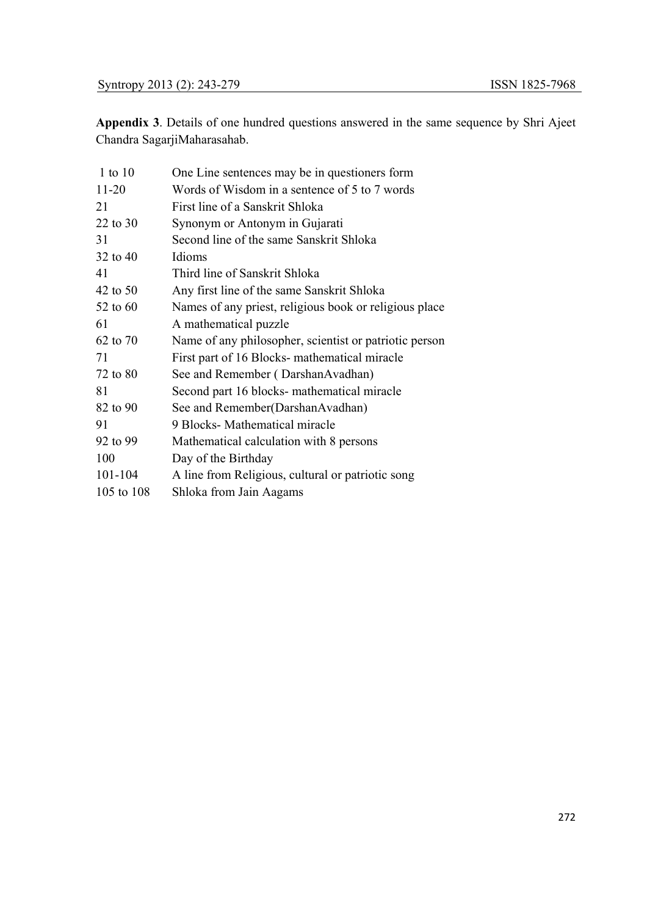**Appendix 3**. Details of one hundred questions answered in the same sequence by Shri Ajeet Chandra SagarjiMaharasahab.

| | |
|---|---|
| 1 to 10 | One Line sentences may be in questioners form |
| 11-20 | Words of Wisdom in a sentence of 5 to 7 words |
| 21 | First line of a Sanskrit Shloka |
| 22 to 30 | Synonym or Antonym in Gujarati |
| 31 | Second line of the same Sanskrit Shloka |
| 32 to 40 | Idioms |
| 41 | Third line of Sanskrit Shloka |
| 42 to 50 | Any first line of the same Sanskrit Shloka |
| 52 to 60 | Names of any priest, religious book or religious place |
| 61 | A mathematical puzzle |
| 62 to 70 | Name of any philosopher, scientist or patriotic person |
| 71 | First part of 16 Blocks- mathematical miracle |
| 72 to 80 | See and Remember ( DarshanAvadhan) |
| 81 | Second part 16 blocks- mathematical miracle |
| 82 to 90 | See and Remember(DarshanAvadhan) |
| 91 | 9 Blocks- Mathematical miracle |
| 92 to 99 | Mathematical calculation with 8 persons |
| 100 | Day of the Birthday |
| 101-104 | A line from Religious, cultural or patriotic song |
| 105 to 108 | Shloka from Jain Aagams |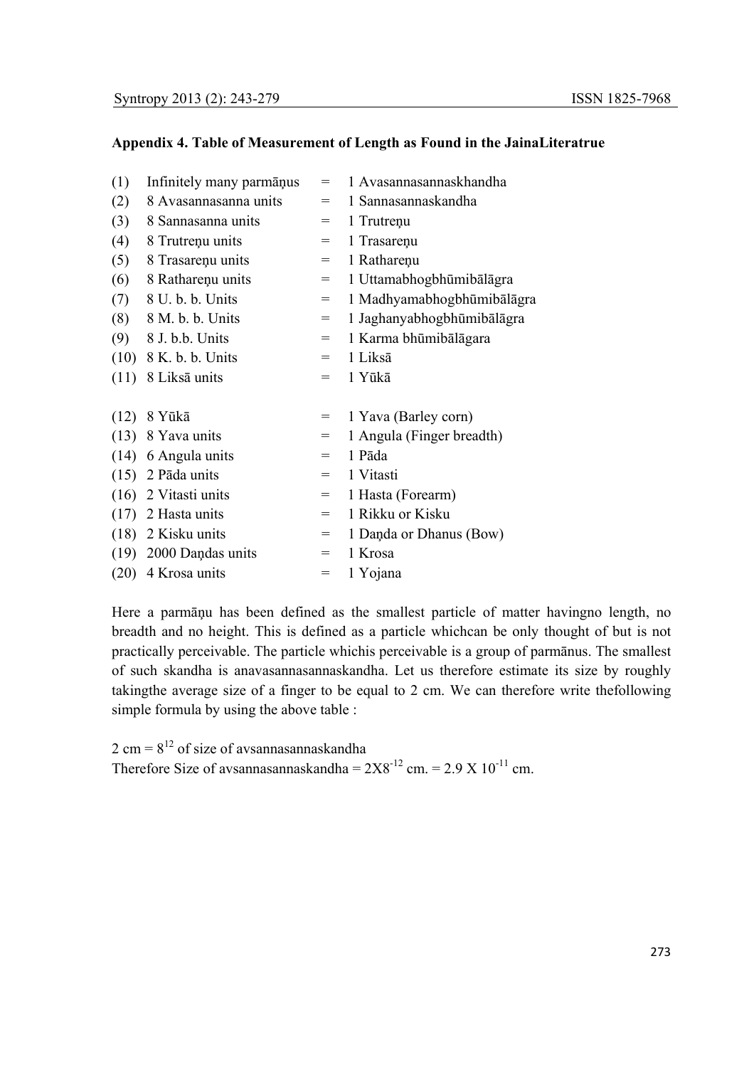**Appendix 4. Table of Measurement of Length as Found in the JainaLiteratrue**

| | | | |
|---|---|---|---|
| (1) | Infinitely many parmāṇus | = | 1 Avasannasannaskhandha |
| (2) | 8 Avasannasanna units | = | 1 Sannasannaskandha |
| (3) | 8 Sannasanna units | = | 1 Trutreṇu |
| (4) | 8 Trutreṇu units | = | 1 Trasareṇu |
| (5) | 8 Trasareṇu units | = | 1 Rathareṇu |
| (6) | 8 Rathareṇu units | = | 1 Uttamabhogbhūmibālāgra |
| (7) | 8 U. b. b. Units | = | 1 Madhyamabhogbhūmibālāgra |
| (8) | 8 M. b. b. Units | = | 1 Jaghanyabhogbhūmibālāgra |
| (9) | 8 J. b.b. Units | = | 1 Karma bhūmibālāgara |
| (10) | 8 K. b. b. Units | = | 1 Liksā |
| (11) | 8 Liksā units | = | 1 Yūkā |
| (12) | 8 Yūkā | = | 1 Yava (Barley corn) |
| (13) | 8 Yava units | = | 1 Angula (Finger breadth) |
| (14) | 6 Angula units | = | 1 Pāda |
| (15) | 2 Pāda units | = | 1 Vitasti |
| (16) | 2 Vitasti units | = | 1 Hasta (Forearm) |
| (17) | 2 Hasta units | = | 1 Rikku or Kisku |
| (18) | 2 Kisku units | = | 1 Daṇda or Dhanus (Bow) |
| (19) | 2000 Daṇdas units | = | 1 Krosa |
| (20) | 4 Krosa units | = | 1 Yojana |

Here a parmāṇu has been defined as the smallest particle of matter havingno length, no breadth and no height. This is defined as a particle whichcan be only thought of but is not practically perceivable. The particle whichis perceivable is a group of parmānus. The smallest of such skandha is anavasannasannaskandha. Let us therefore estimate its size by roughly takingthe average size of a finger to be equal to 2 cm. We can therefore write thefollowing simple formula by using the above table :

2 cm = $8^{12}$ of size of avsannasannaskandha

Therefore Size of avsannasannaskandha = $2 \times 8^{-12}$ cm. = $2.9 \times 10^{-11}$ cm.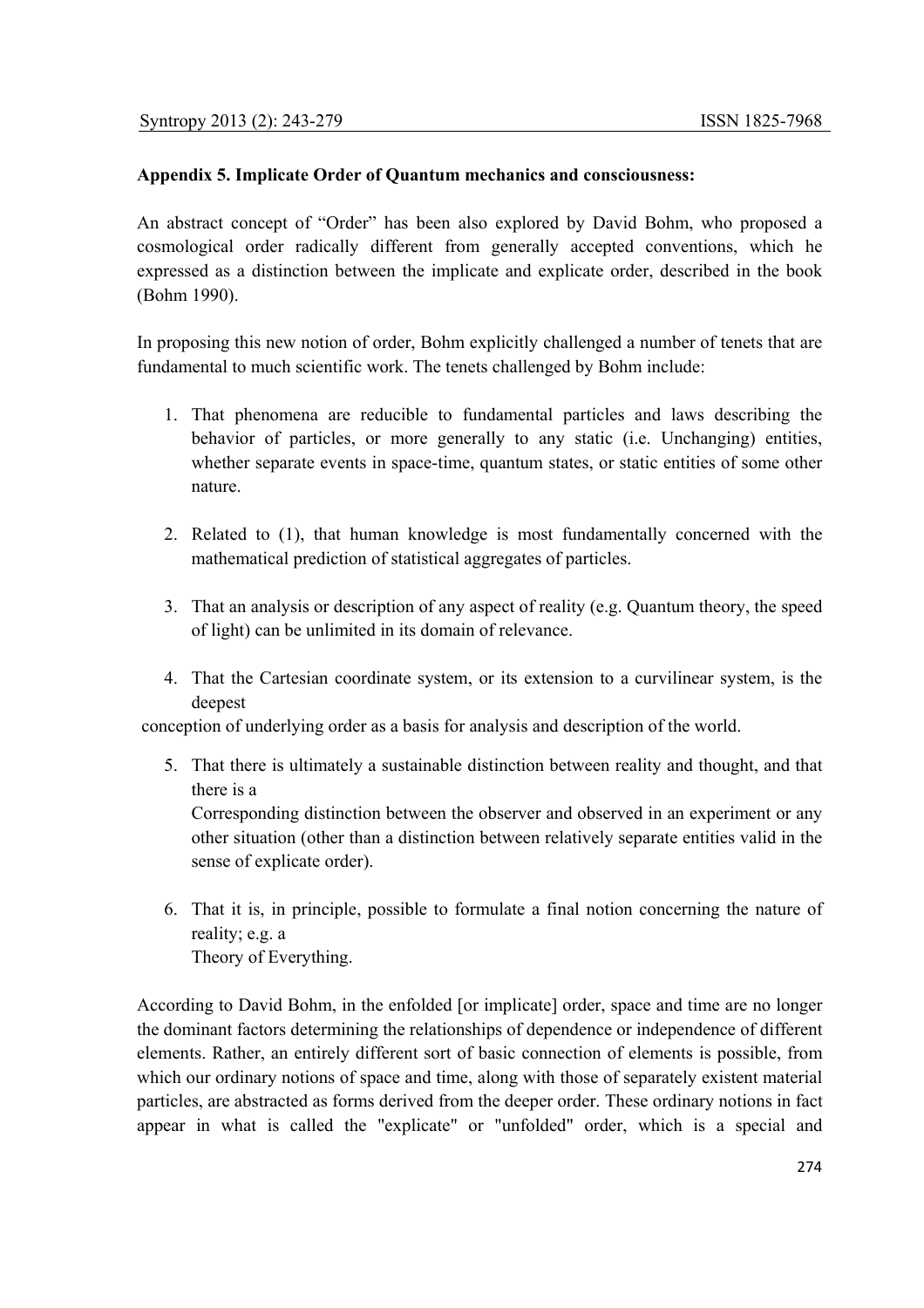**Appendix 5. Implicate Order of Quantum mechanics and consciousness:**

An abstract concept of "Order" has been also explored by David Bohm, who proposed a cosmological order radically different from generally accepted conventions, which he expressed as a distinction between the implicate and explicate order, described in the book (Bohm 1990).

In proposing this new notion of order, Bohm explicitly challenged a number of tenets that are fundamental to much scientific work. The tenets challenged by Bohm include:

1. That phenomena are reducible to fundamental particles and laws describing the behavior of particles, or more generally to any static (i.e. Unchanging) entities, whether separate events in space-time, quantum states, or static entities of some other nature.

2. Related to (1), that human knowledge is most fundamentally concerned with the mathematical prediction of statistical aggregates of particles.

3. That an analysis or description of any aspect of reality (e.g. Quantum theory, the speed of light) can be unlimited in its domain of relevance.

4. That the Cartesian coordinate system, or its extension to a curvilinear system, is the deepest
conception of underlying order as a basis for analysis and description of the world.

5. That there is ultimately a sustainable distinction between reality and thought, and that there is a
Corresponding distinction between the observer and observed in an experiment or any other situation (other than a distinction between relatively separate entities valid in the sense of explicate order).

6. That it is, in principle, possible to formulate a final notion concerning the nature of reality; e.g. a
Theory of Everything.

According to David Bohm, in the enfolded [or implicate] order, space and time are no longer the dominant factors determining the relationships of dependence or independence of different elements. Rather, an entirely different sort of basic connection of elements is possible, from which our ordinary notions of space and time, along with those of separately existent material particles, are abstracted as forms derived from the deeper order. These ordinary notions in fact appear in what is called the "explicate" or "unfolded" order, which is a special and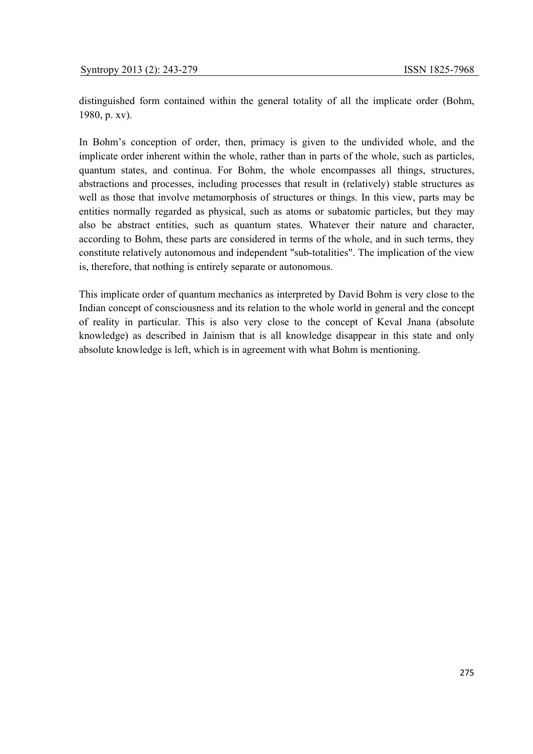distinguished form contained within the general totality of all the implicate order (Bohm, 1980, p. xv).

In Bohm's conception of order, then, primacy is given to the undivided whole, and the implicate order inherent within the whole, rather than in parts of the whole, such as particles, quantum states, and continua. For Bohm, the whole encompasses all things, structures, abstractions and processes, including processes that result in (relatively) stable structures as well as those that involve metamorphosis of structures or things. In this view, parts may be entities normally regarded as physical, such as atoms or subatomic particles, but they may also be abstract entities, such as quantum states. Whatever their nature and character, according to Bohm, these parts are considered in terms of the whole, and in such terms, they constitute relatively autonomous and independent "sub-totalities". The implication of the view is, therefore, that nothing is entirely separate or autonomous.

This implicate order of quantum mechanics as interpreted by David Bohm is very close to the Indian concept of consciousness and its relation to the whole world in general and the concept of reality in particular. This is also very close to the concept of Keval Jnana (absolute knowledge) as described in Jainism that is all knowledge disappear in this state and only absolute knowledge is left, which is in agreement with what Bohm is mentioning.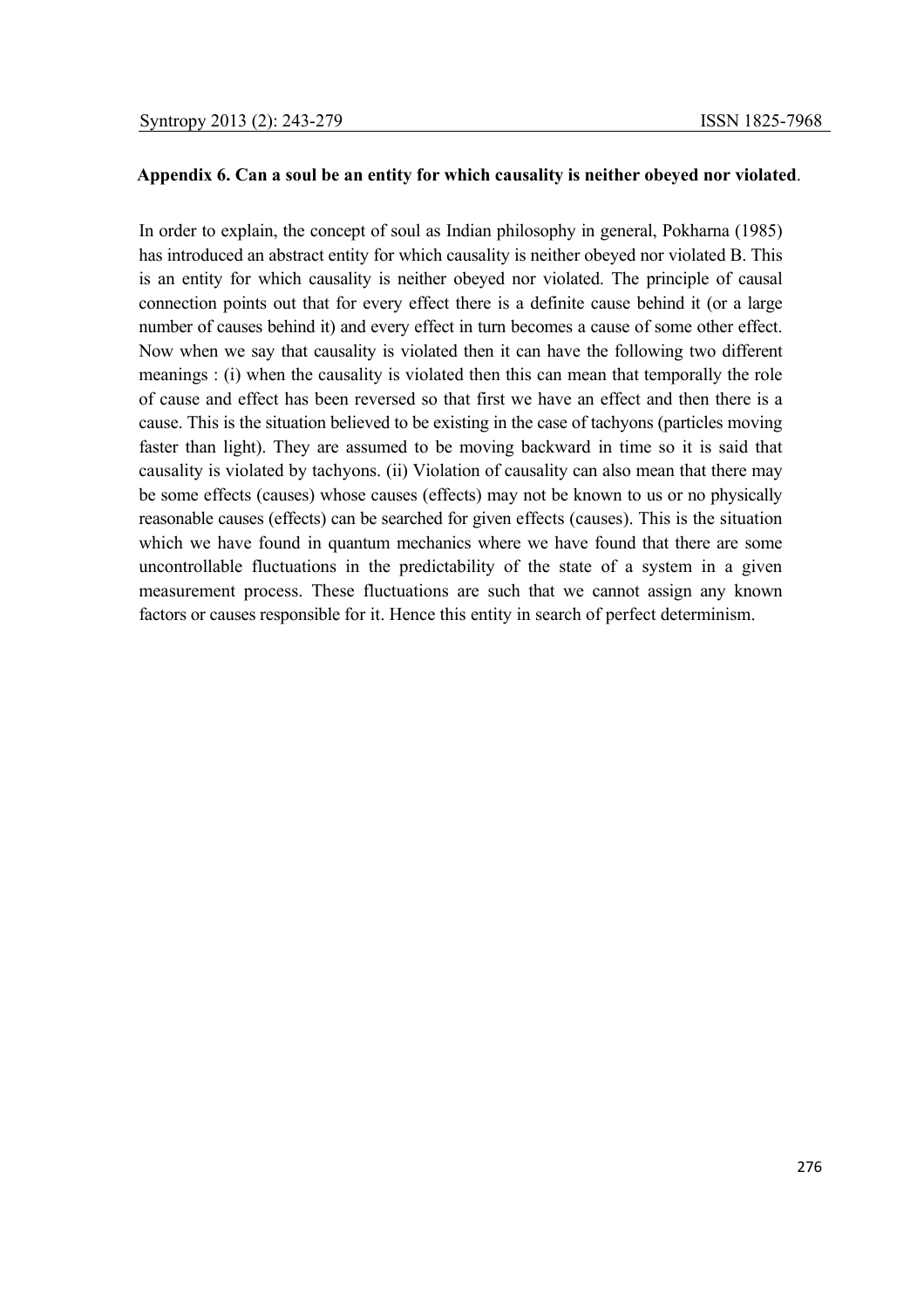**Appendix 6. Can a soul be an entity for which causality is neither obeyed nor violated**.

In order to explain, the concept of soul as Indian philosophy in general, Pokharna (1985) has introduced an abstract entity for which causality is neither obeyed nor violated B. This is an entity for which causality is neither obeyed nor violated. The principle of causal connection points out that for every effect there is a definite cause behind it (or a large number of causes behind it) and every effect in turn becomes a cause of some other effect. Now when we say that causality is violated then it can have the following two different meanings : (i) when the causality is violated then this can mean that temporally the role of cause and effect has been reversed so that first we have an effect and then there is a cause. This is the situation believed to be existing in the case of tachyons (particles moving faster than light). They are assumed to be moving backward in time so it is said that causality is violated by tachyons. (ii) Violation of causality can also mean that there may be some effects (causes) whose causes (effects) may not be known to us or no physically reasonable causes (effects) can be searched for given effects (causes). This is the situation which we have found in quantum mechanics where we have found that there are some uncontrollable fluctuations in the predictability of the state of a system in a given measurement process. These fluctuations are such that we cannot assign any known factors or causes responsible for it. Hence this entity in search of perfect determinism.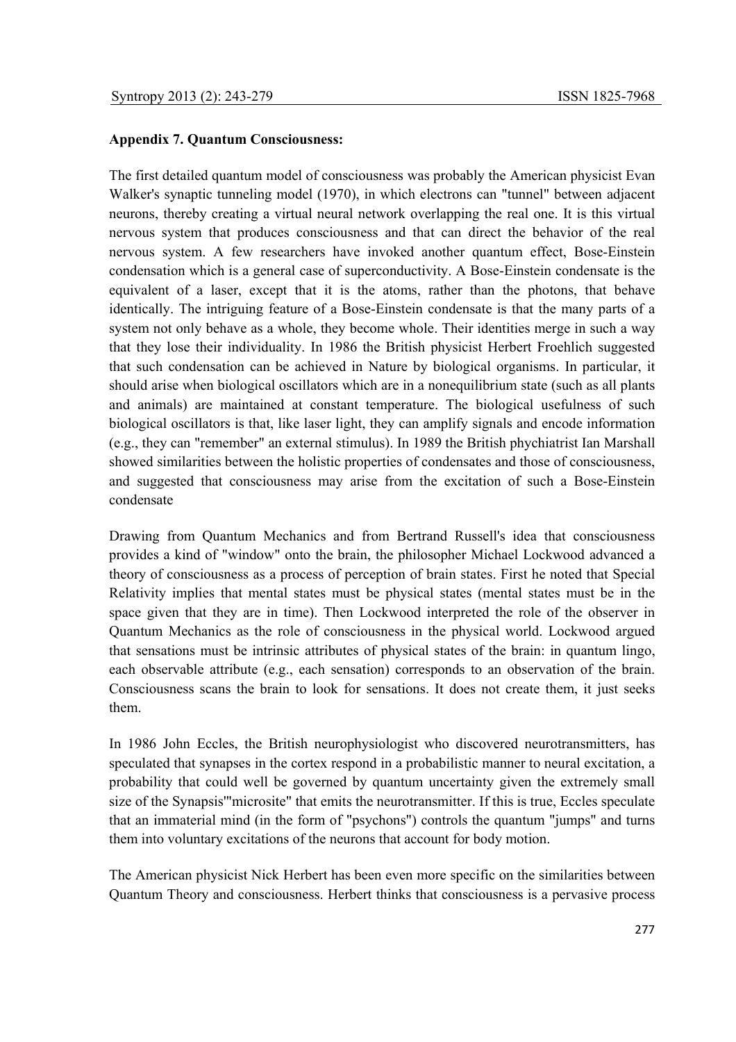**Appendix 7. Quantum Consciousness:**

The first detailed quantum model of consciousness was probably the American physicist Evan Walker's synaptic tunneling model (1970), in which electrons can "tunnel" between adjacent neurons, thereby creating a virtual neural network overlapping the real one. It is this virtual nervous system that produces consciousness and that can direct the behavior of the real nervous system. A few researchers have invoked another quantum effect, Bose-Einstein condensation which is a general case of superconductivity. A Bose-Einstein condensate is the equivalent of a laser, except that it is the atoms, rather than the photons, that behave identically. The intriguing feature of a Bose-Einstein condensate is that the many parts of a system not only behave as a whole, they become whole. Their identities merge in such a way that they lose their individuality. In 1986 the British physicist Herbert Froehlich suggested that such condensation can be achieved in Nature by biological organisms. In particular, it should arise when biological oscillators which are in a nonequilibrium state (such as all plants and animals) are maintained at constant temperature. The biological usefulness of such biological oscillators is that, like laser light, they can amplify signals and encode information (e.g., they can "remember" an external stimulus). In 1989 the British phychiatrist Ian Marshall showed similarities between the holistic properties of condensates and those of consciousness, and suggested that consciousness may arise from the excitation of such a Bose-Einstein condensate

Drawing from Quantum Mechanics and from Bertrand Russell's idea that consciousness provides a kind of "window" onto the brain, the philosopher Michael Lockwood advanced a theory of consciousness as a process of perception of brain states. First he noted that Special Relativity implies that mental states must be physical states (mental states must be in the space given that they are in time). Then Lockwood interpreted the role of the observer in Quantum Mechanics as the role of consciousness in the physical world. Lockwood argued that sensations must be intrinsic attributes of physical states of the brain: in quantum lingo, each observable attribute (e.g., each sensation) corresponds to an observation of the brain. Consciousness scans the brain to look for sensations. It does not create them, it just seeks them.

In 1986 John Eccles, the British neurophysiologist who discovered neurotransmitters, has speculated that synapses in the cortex respond in a probabilistic manner to neural excitation, a probability that could well be governed by quantum uncertainty given the extremely small size of the Synapsis'"microsite" that emits the neurotransmitter. If this is true, Eccles speculate that an immaterial mind (in the form of "psychons") controls the quantum "jumps" and turns them into voluntary excitations of the neurons that account for body motion.

The American physicist Nick Herbert has been even more specific on the similarities between Quantum Theory and consciousness. Herbert thinks that consciousness is a pervasive process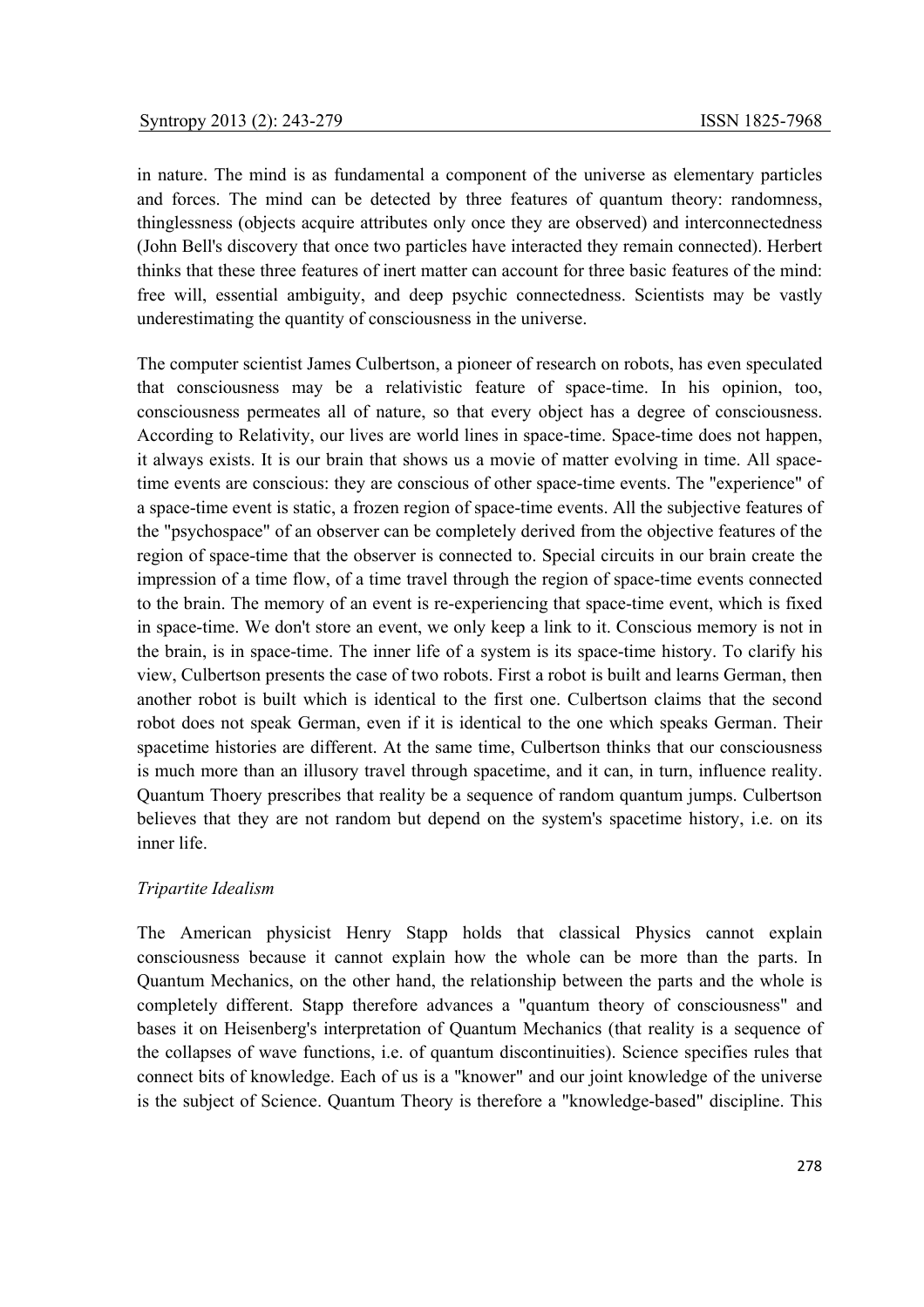in nature. The mind is as fundamental a component of the universe as elementary particles and forces. The mind can be detected by three features of quantum theory: randomness, thinglessness (objects acquire attributes only once they are observed) and interconnectedness (John Bell's discovery that once two particles have interacted they remain connected). Herbert thinks that these three features of inert matter can account for three basic features of the mind: free will, essential ambiguity, and deep psychic connectedness. Scientists may be vastly underestimating the quantity of consciousness in the universe.

The computer scientist James Culbertson, a pioneer of research on robots, has even speculated that consciousness may be a relativistic feature of space-time. In his opinion, too, consciousness permeates all of nature, so that every object has a degree of consciousness. According to Relativity, our lives are world lines in space-time. Space-time does not happen, it always exists. It is our brain that shows us a movie of matter evolving in time. All space-time events are conscious: they are conscious of other space-time events. The "experience" of a space-time event is static, a frozen region of space-time events. All the subjective features of the "psychospace" of an observer can be completely derived from the objective features of the region of space-time that the observer is connected to. Special circuits in our brain create the impression of a time flow, of a time travel through the region of space-time events connected to the brain. The memory of an event is re-experiencing that space-time event, which is fixed in space-time. We don't store an event, we only keep a link to it. Conscious memory is not in the brain, is in space-time. The inner life of a system is its space-time history. To clarify his view, Culbertson presents the case of two robots. First a robot is built and learns German, then another robot is built which is identical to the first one. Culbertson claims that the second robot does not speak German, even if it is identical to the one which speaks German. Their spacetime histories are different. At the same time, Culbertson thinks that our consciousness is much more than an illusory travel through spacetime, and it can, in turn, influence reality. Quantum Thoery prescribes that reality be a sequence of random quantum jumps. Culbertson believes that they are not random but depend on the system's spacetime history, i.e. on its inner life.

*Tripartite Idealism*

The American physicist Henry Stapp holds that classical Physics cannot explain consciousness because it cannot explain how the whole can be more than the parts. In Quantum Mechanics, on the other hand, the relationship between the parts and the whole is completely different. Stapp therefore advances a "quantum theory of consciousness" and bases it on Heisenberg's interpretation of Quantum Mechanics (that reality is a sequence of the collapses of wave functions, i.e. of quantum discontinuities). Science specifies rules that connect bits of knowledge. Each of us is a "knower" and our joint knowledge of the universe is the subject of Science. Quantum Theory is therefore a "knowledge-based" discipline. This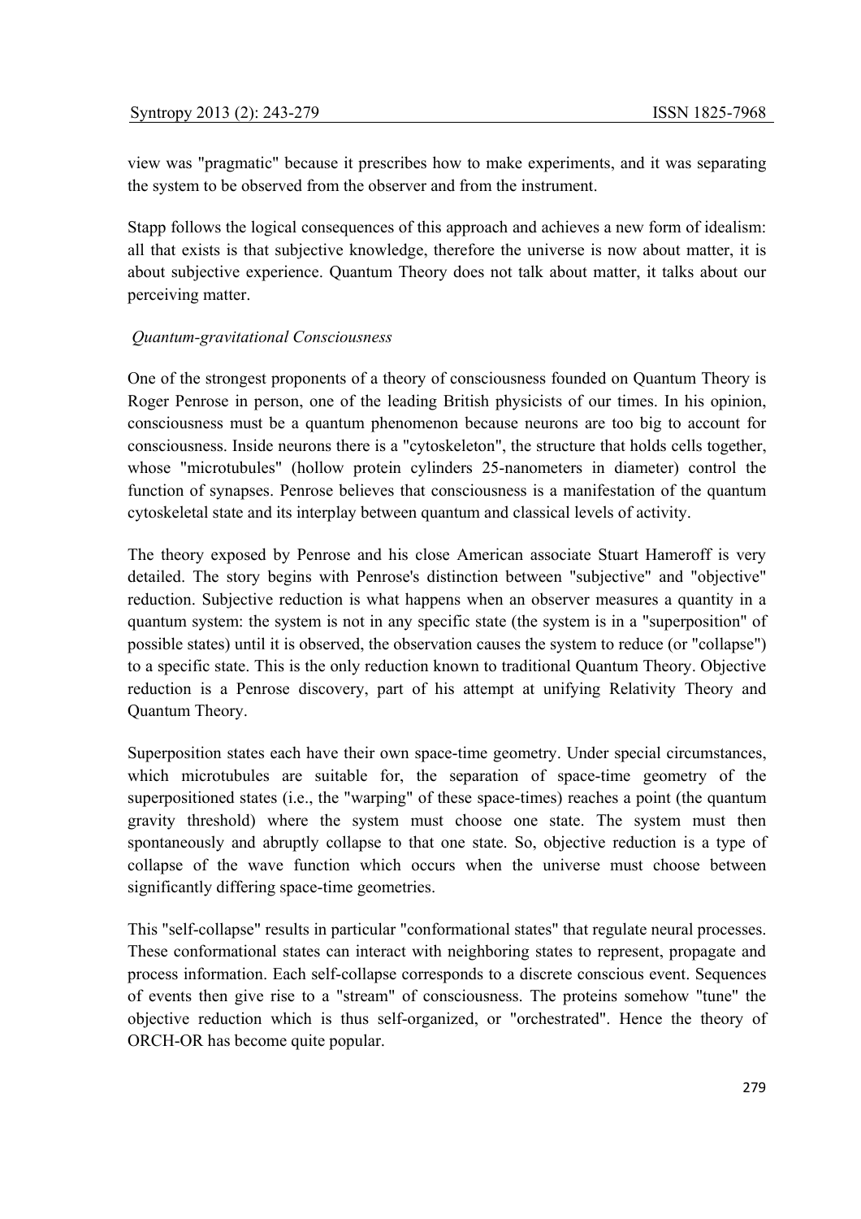view was "pragmatic" because it prescribes how to make experiments, and it was separating the system to be observed from the observer and from the instrument.

Stapp follows the logical consequences of this approach and achieves a new form of idealism: all that exists is that subjective knowledge, therefore the universe is now about matter, it is about subjective experience. Quantum Theory does not talk about matter, it talks about our perceiving matter.

*Quantum-gravitational Consciousness*

One of the strongest proponents of a theory of consciousness founded on Quantum Theory is Roger Penrose in person, one of the leading British physicists of our times. In his opinion, consciousness must be a quantum phenomenon because neurons are too big to account for consciousness. Inside neurons there is a "cytoskeleton", the structure that holds cells together, whose "microtubules" (hollow protein cylinders 25-nanometers in diameter) control the function of synapses. Penrose believes that consciousness is a manifestation of the quantum cytoskeletal state and its interplay between quantum and classical levels of activity.

The theory exposed by Penrose and his close American associate Stuart Hameroff is very detailed. The story begins with Penrose's distinction between "subjective" and "objective" reduction. Subjective reduction is what happens when an observer measures a quantity in a quantum system: the system is not in any specific state (the system is in a "superposition" of possible states) until it is observed, the observation causes the system to reduce (or "collapse") to a specific state. This is the only reduction known to traditional Quantum Theory. Objective reduction is a Penrose discovery, part of his attempt at unifying Relativity Theory and Quantum Theory.

Superposition states each have their own space-time geometry. Under special circumstances, which microtubules are suitable for, the separation of space-time geometry of the superpositioned states (i.e., the "warping" of these space-times) reaches a point (the quantum gravity threshold) where the system must choose one state. The system must then spontaneously and abruptly collapse to that one state. So, objective reduction is a type of collapse of the wave function which occurs when the universe must choose between significantly differing space-time geometries.

This "self-collapse" results in particular "conformational states" that regulate neural processes. These conformational states can interact with neighboring states to represent, propagate and process information. Each self-collapse corresponds to a discrete conscious event. Sequences of events then give rise to a "stream" of consciousness. The proteins somehow "tune" the objective reduction which is thus self-organized, or "orchestrated". Hence the theory of ORCH-OR has become quite popular.